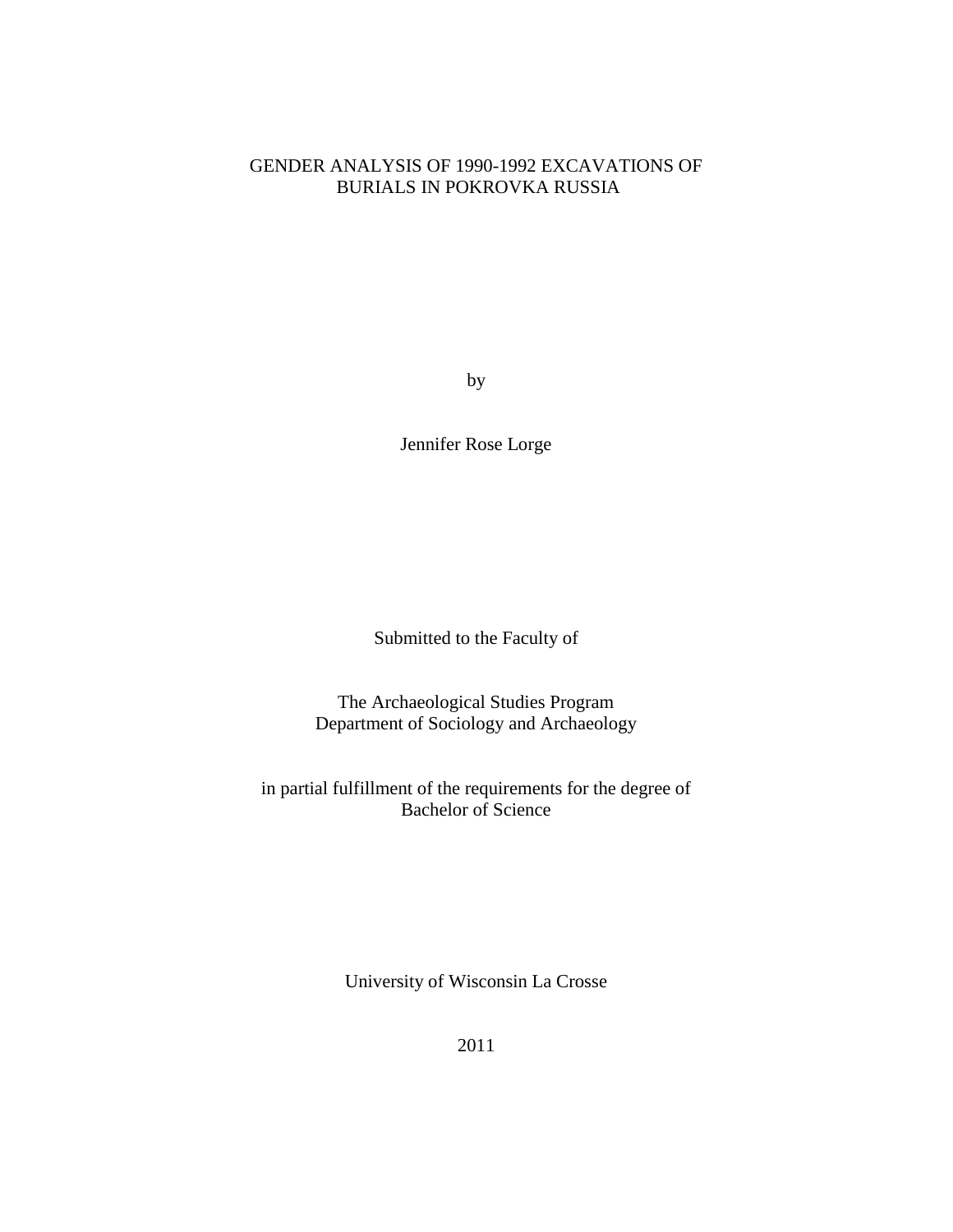# GENDER ANALYSIS OF 1990-1992 EXCAVATIONS OF BURIALS IN POKROVKA RUSSIA

by

Jennifer Rose Lorge

Submitted to the Faculty of

The Archaeological Studies Program
Department of Sociology and Archaeology

in partial fulfillment of the requirements for the degree of
Bachelor of Science

University of Wisconsin La Crosse

2011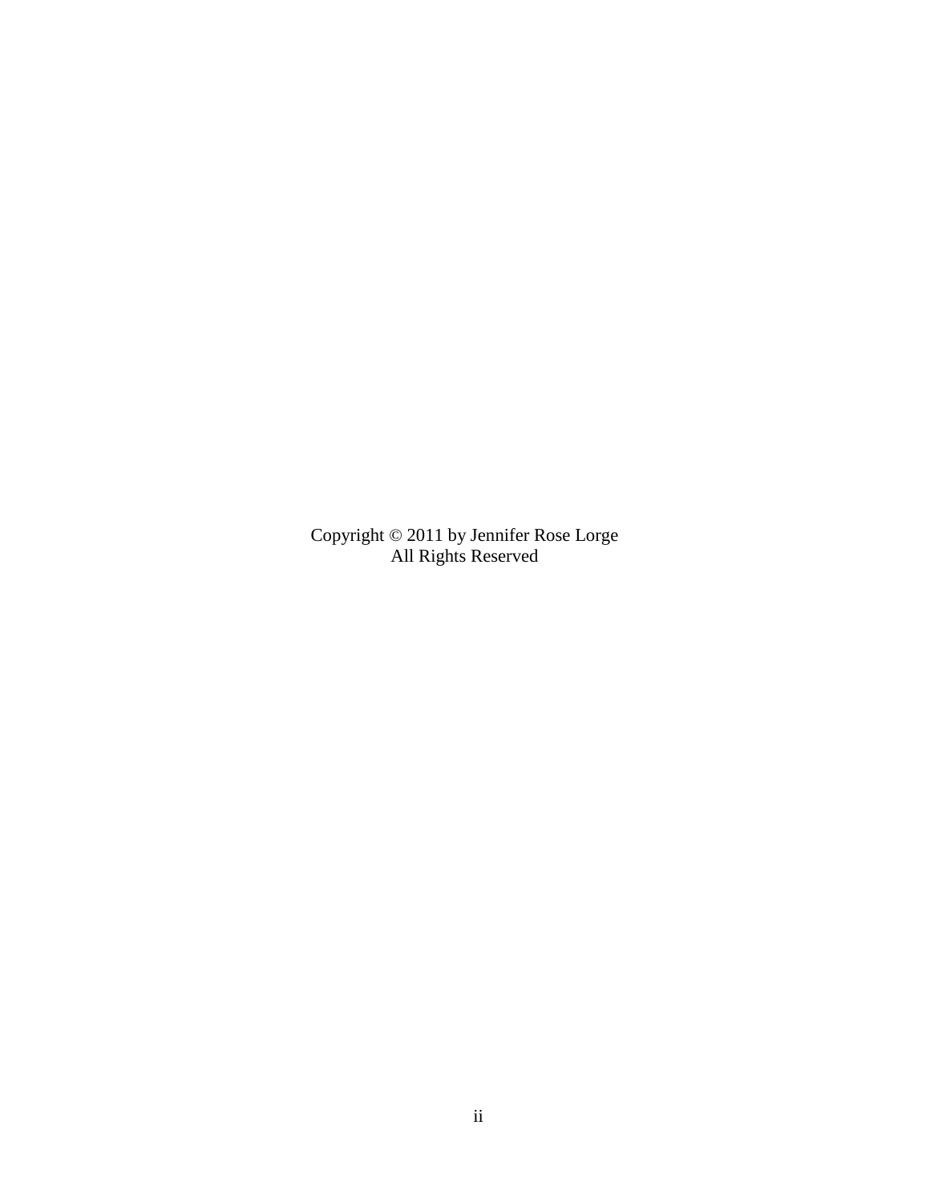Copyright © 2011 by Jennifer Rose Lorge
All Rights Reserved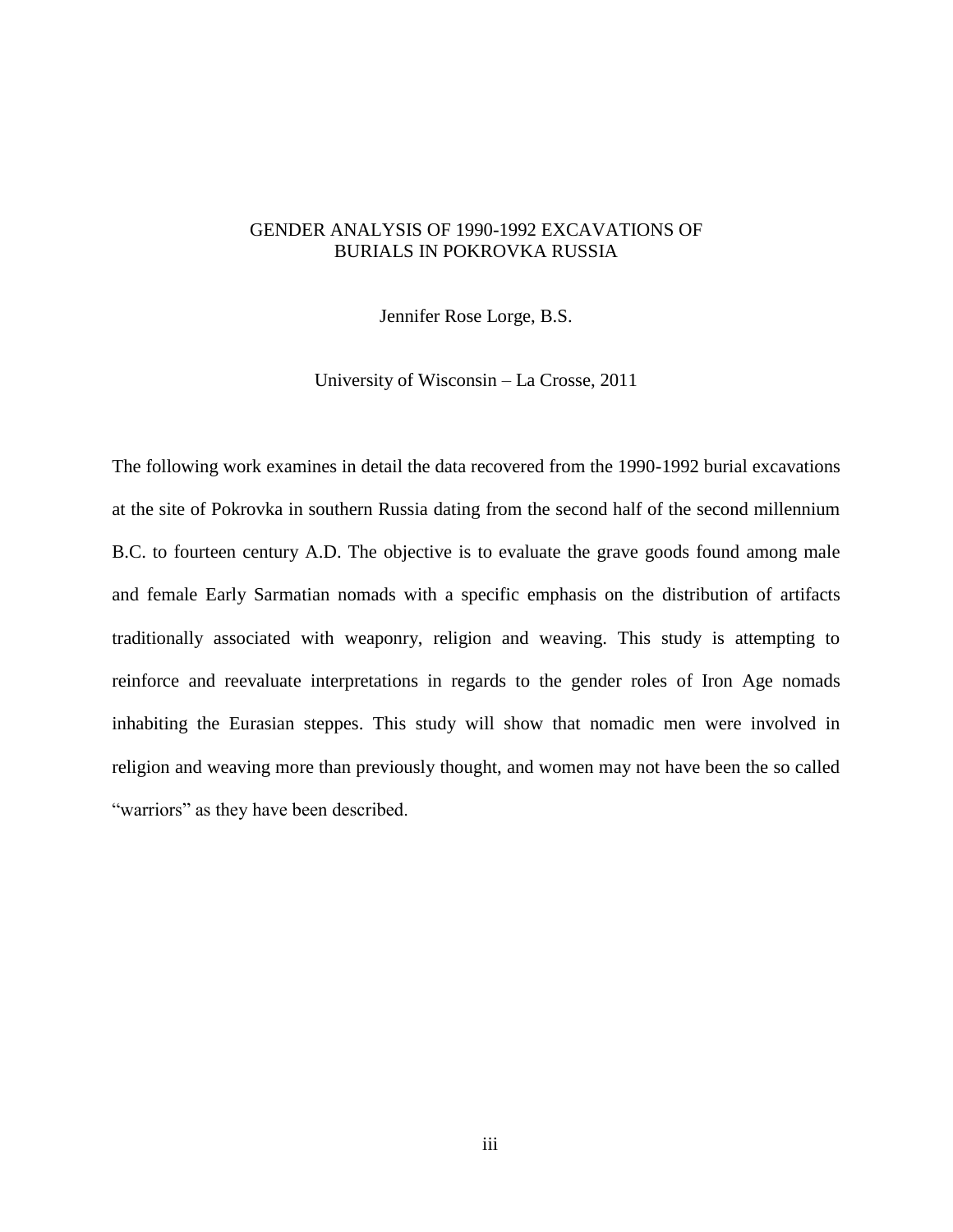GENDER ANALYSIS OF 1990-1992 EXCAVATIONS OF BURIALS IN POKROVKA RUSSIA

Jennifer Rose Lorge, B.S.

University of Wisconsin – La Crosse, 2011

The following work examines in detail the data recovered from the 1990-1992 burial excavations at the site of Pokrovka in southern Russia dating from the second half of the second millennium B.C. to fourteen century A.D. The objective is to evaluate the grave goods found among male and female Early Sarmatian nomads with a specific emphasis on the distribution of artifacts traditionally associated with weaponry, religion and weaving. This study is attempting to reinforce and reevaluate interpretations in regards to the gender roles of Iron Age nomads inhabiting the Eurasian steppes. This study will show that nomadic men were involved in religion and weaving more than previously thought, and women may not have been the so called "warriors" as they have been described.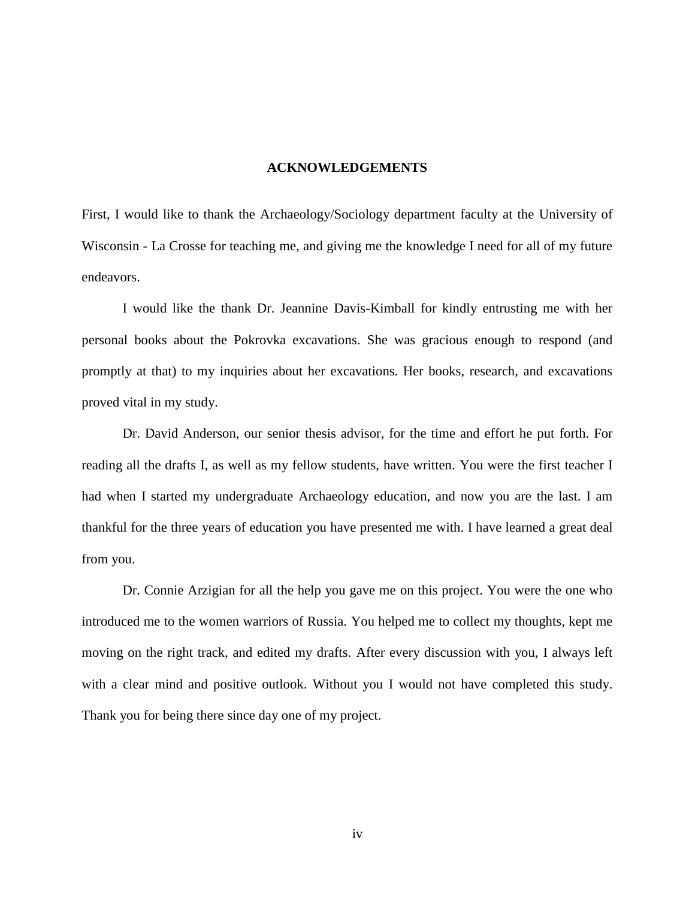## ACKNOWLEDGEMENTS

First, I would like to thank the Archaeology/Sociology department faculty at the University of Wisconsin - La Crosse for teaching me, and giving me the knowledge I need for all of my future endeavors.

I would like the thank Dr. Jeannine Davis-Kimball for kindly entrusting me with her personal books about the Pokrovka excavations. She was gracious enough to respond (and promptly at that) to my inquiries about her excavations. Her books, research, and excavations proved vital in my study.

Dr. David Anderson, our senior thesis advisor, for the time and effort he put forth. For reading all the drafts I, as well as my fellow students, have written. You were the first teacher I had when I started my undergraduate Archaeology education, and now you are the last. I am thankful for the three years of education you have presented me with. I have learned a great deal from you.

Dr. Connie Arzigian for all the help you gave me on this project. You were the one who introduced me to the women warriors of Russia. You helped me to collect my thoughts, kept me moving on the right track, and edited my drafts. After every discussion with you, I always left with a clear mind and positive outlook. Without you I would not have completed this study. Thank you for being there since day one of my project.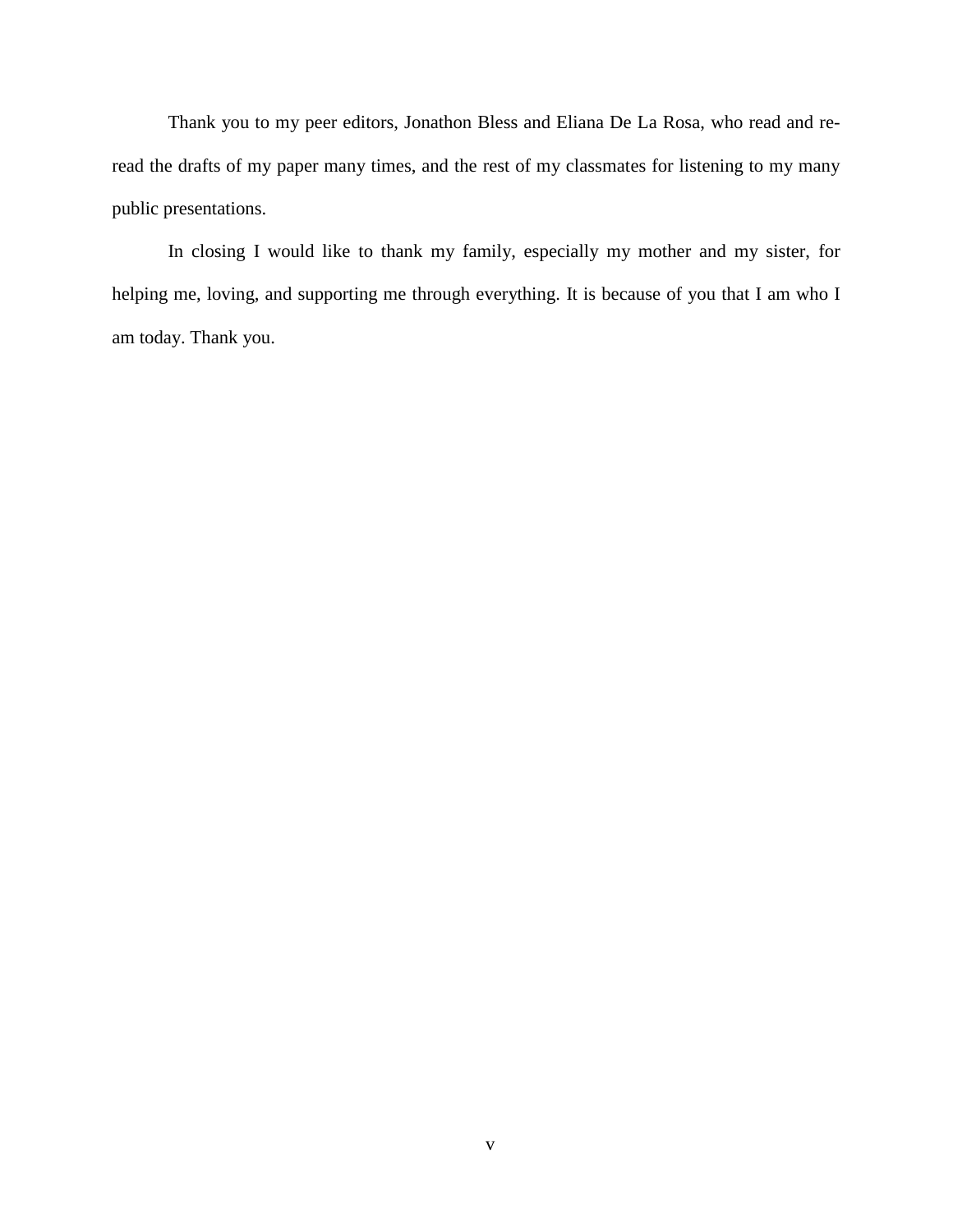Thank you to my peer editors, Jonathon Bless and Eliana De La Rosa, who read and re-read the drafts of my paper many times, and the rest of my classmates for listening to my many public presentations.

In closing I would like to thank my family, especially my mother and my sister, for helping me, loving, and supporting me through everything. It is because of you that I am who I am today. Thank you.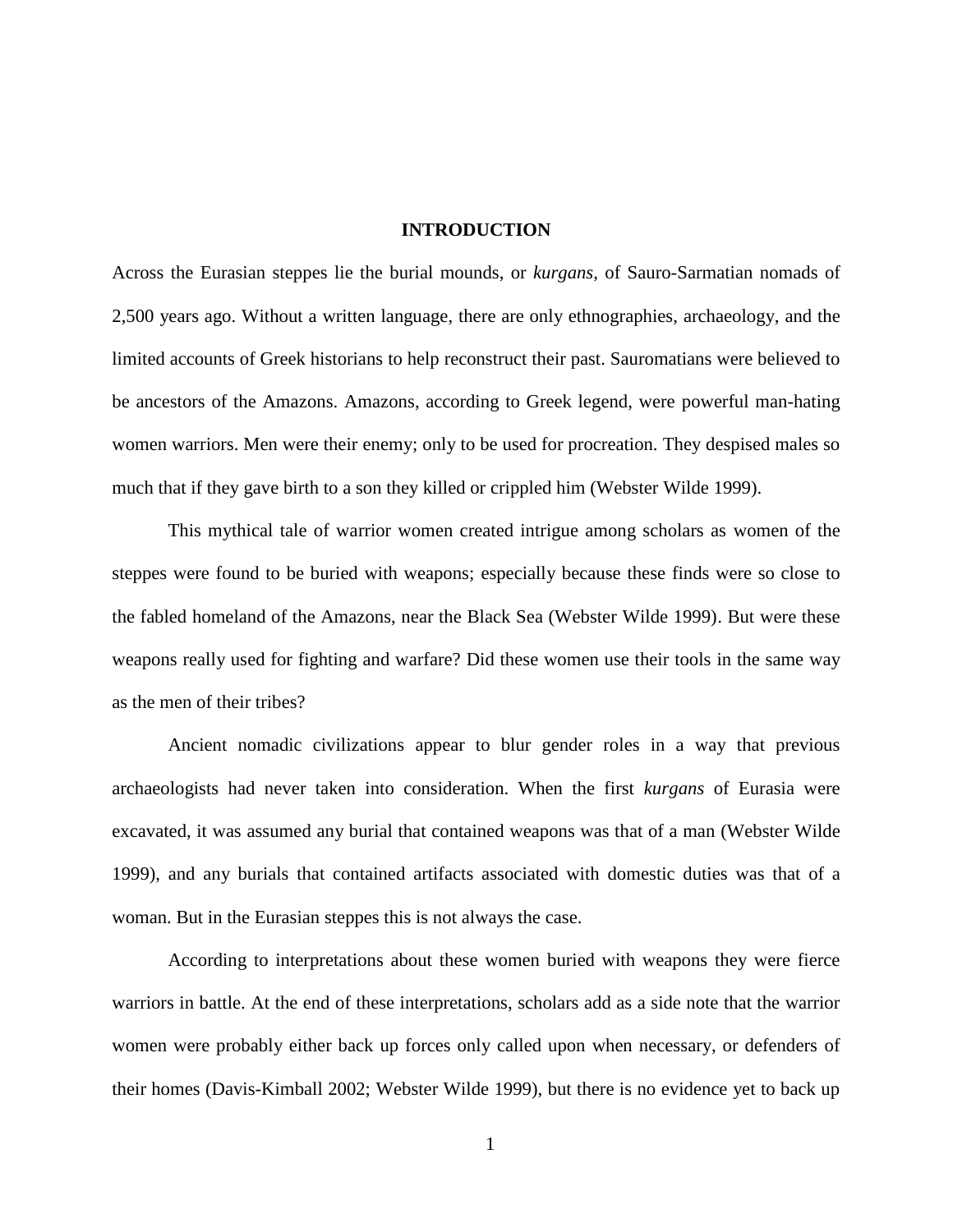# INTRODUCTION

Across the Eurasian steppes lie the burial mounds, or *kurgans*, of Sauro-Sarmatian nomads of 2,500 years ago. Without a written language, there are only ethnographies, archaeology, and the limited accounts of Greek historians to help reconstruct their past. Sauromatians were believed to be ancestors of the Amazons. Amazons, according to Greek legend, were powerful man-hating women warriors. Men were their enemy; only to be used for procreation. They despised males so much that if they gave birth to a son they killed or crippled him (Webster Wilde 1999).

This mythical tale of warrior women created intrigue among scholars as women of the steppes were found to be buried with weapons; especially because these finds were so close to the fabled homeland of the Amazons, near the Black Sea (Webster Wilde 1999). But were these weapons really used for fighting and warfare? Did these women use their tools in the same way as the men of their tribes?

Ancient nomadic civilizations appear to blur gender roles in a way that previous archaeologists had never taken into consideration. When the first *kurgans* of Eurasia were excavated, it was assumed any burial that contained weapons was that of a man (Webster Wilde 1999), and any burials that contained artifacts associated with domestic duties was that of a woman. But in the Eurasian steppes this is not always the case.

According to interpretations about these women buried with weapons they were fierce warriors in battle. At the end of these interpretations, scholars add as a side note that the warrior women were probably either back up forces only called upon when necessary, or defenders of their homes (Davis-Kimball 2002; Webster Wilde 1999), but there is no evidence yet to back up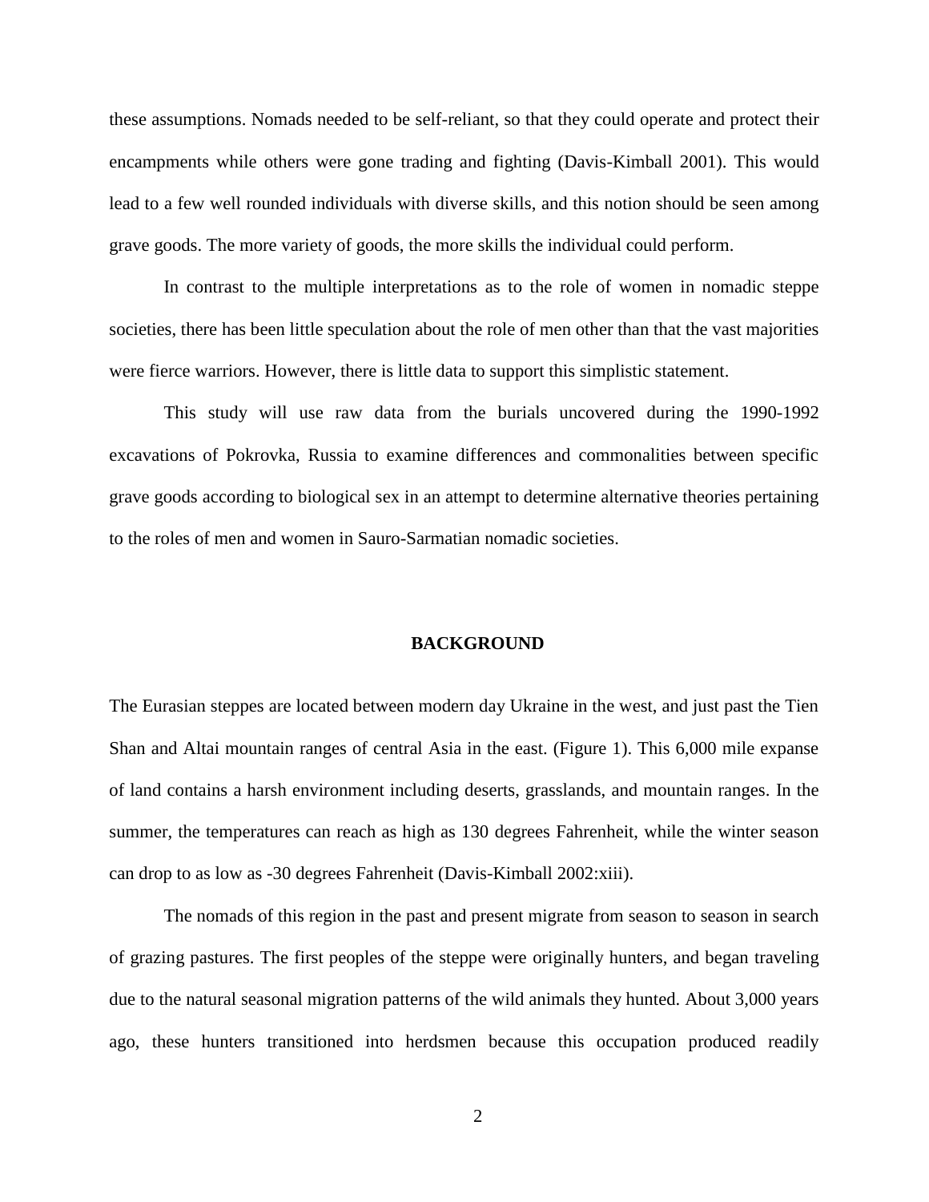these assumptions. Nomads needed to be self-reliant, so that they could operate and protect their encampments while others were gone trading and fighting (Davis-Kimball 2001). This would lead to a few well rounded individuals with diverse skills, and this notion should be seen among grave goods. The more variety of goods, the more skills the individual could perform.

In contrast to the multiple interpretations as to the role of women in nomadic steppe societies, there has been little speculation about the role of men other than that the vast majorities were fierce warriors. However, there is little data to support this simplistic statement.

This study will use raw data from the burials uncovered during the 1990-1992 excavations of Pokrovka, Russia to examine differences and commonalities between specific grave goods according to biological sex in an attempt to determine alternative theories pertaining to the roles of men and women in Sauro-Sarmatian nomadic societies.

## BACKGROUND

The Eurasian steppes are located between modern day Ukraine in the west, and just past the Tien Shan and Altai mountain ranges of central Asia in the east. (Figure 1). This 6,000 mile expanse of land contains a harsh environment including deserts, grasslands, and mountain ranges. In the summer, the temperatures can reach as high as 130 degrees Fahrenheit, while the winter season can drop to as low as -30 degrees Fahrenheit (Davis-Kimball 2002:xiii).

The nomads of this region in the past and present migrate from season to season in search of grazing pastures. The first peoples of the steppe were originally hunters, and began traveling due to the natural seasonal migration patterns of the wild animals they hunted. About 3,000 years ago, these hunters transitioned into herdsmen because this occupation produced readily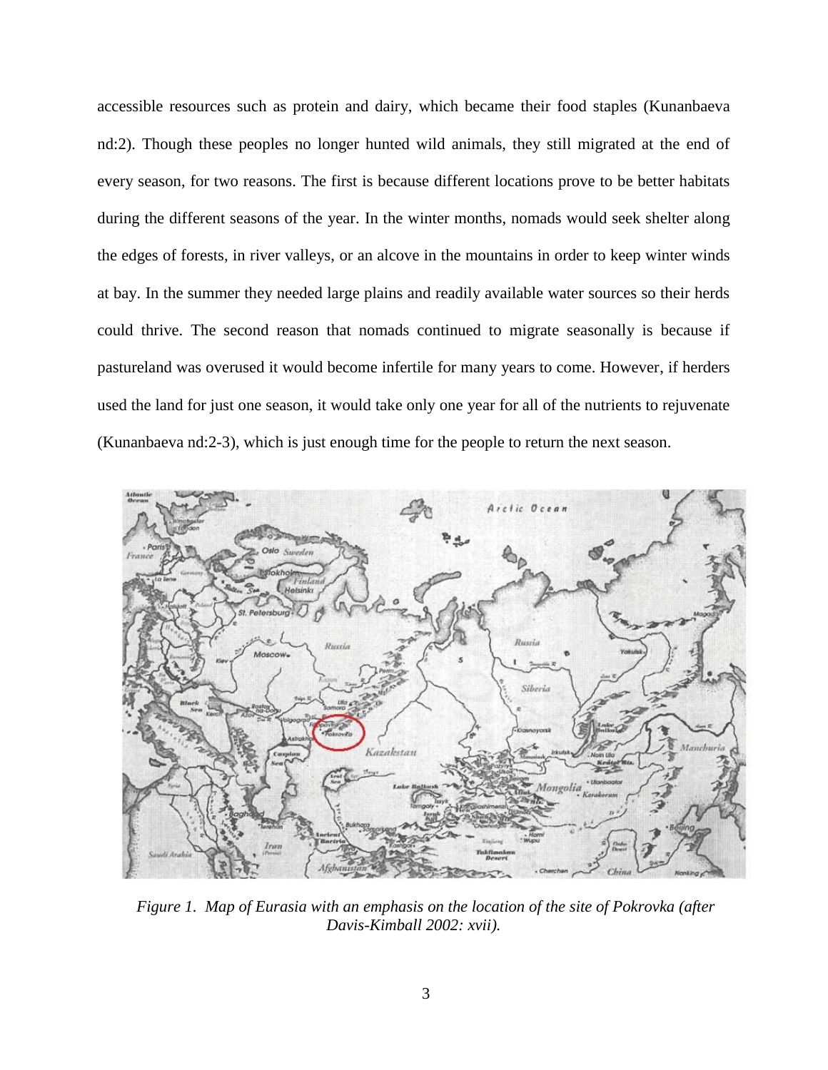accessible resources such as protein and dairy, which became their food staples (Kunanbaeva nd:2). Though these peoples no longer hunted wild animals, they still migrated at the end of every season, for two reasons. The first is because different locations prove to be better habitats during the different seasons of the year. In the winter months, nomads would seek shelter along the edges of forests, in river valleys, or an alcove in the mountains in order to keep winter winds at bay. In the summer they needed large plains and readily available water sources so their herds could thrive. The second reason that nomads continued to migrate seasonally is because if pastureland was overused it would become infertile for many years to come. However, if herders used the land for just one season, it would take only one year for all of the nutrients to rejuvenate (Kunanbaeva nd:2-3), which is just enough time for the people to return the next season.

*Figure 1. Map of Eurasia with an emphasis on the location of the site of Pokrovka (after Davis-Kimball 2002: xvii).*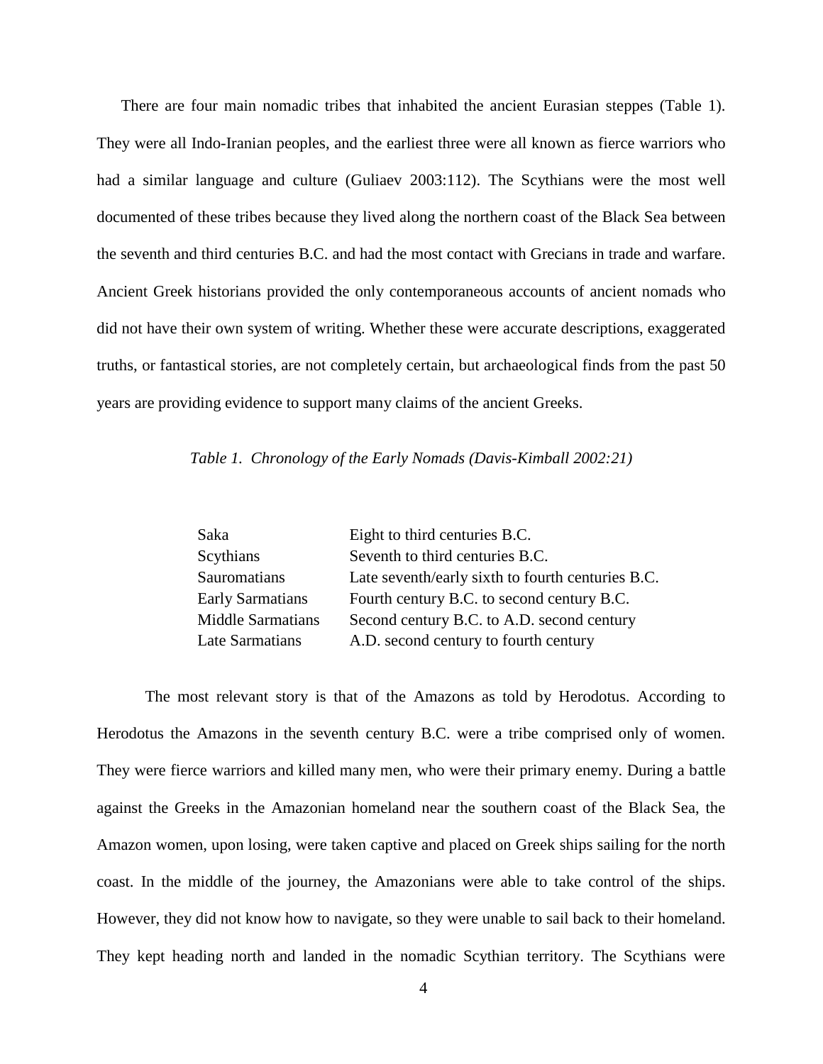There are four main nomadic tribes that inhabited the ancient Eurasian steppes (Table 1). They were all Indo-Iranian peoples, and the earliest three were all known as fierce warriors who had a similar language and culture (Guliaev 2003:112). The Scythians were the most well documented of these tribes because they lived along the northern coast of the Black Sea between the seventh and third centuries B.C. and had the most contact with Grecians in trade and warfare. Ancient Greek historians provided the only contemporaneous accounts of ancient nomads who did not have their own system of writing. Whether these were accurate descriptions, exaggerated truths, or fantastical stories, are not completely certain, but archaeological finds from the past 50 years are providing evidence to support many claims of the ancient Greeks.

*Table 1. Chronology of the Early Nomads (Davis-Kimball 2002:21)*

| | |
|---|---|
| Saka | Eight to third centuries B.C. |
| Scythians | Seventh to third centuries B.C. |
| Sauromatians | Late seventh/early sixth to fourth centuries B.C. |
| Early Sarmatians | Fourth century B.C. to second century B.C. |
| Middle Sarmatians | Second century B.C. to A.D. second century |
| Late Sarmatians | A.D. second century to fourth century |

The most relevant story is that of the Amazons as told by Herodotus. According to Herodotus the Amazons in the seventh century B.C. were a tribe comprised only of women. They were fierce warriors and killed many men, who were their primary enemy. During a battle against the Greeks in the Amazonian homeland near the southern coast of the Black Sea, the Amazon women, upon losing, were taken captive and placed on Greek ships sailing for the north coast. In the middle of the journey, the Amazonians were able to take control of the ships. However, they did not know how to navigate, so they were unable to sail back to their homeland. They kept heading north and landed in the nomadic Scythian territory. The Scythians were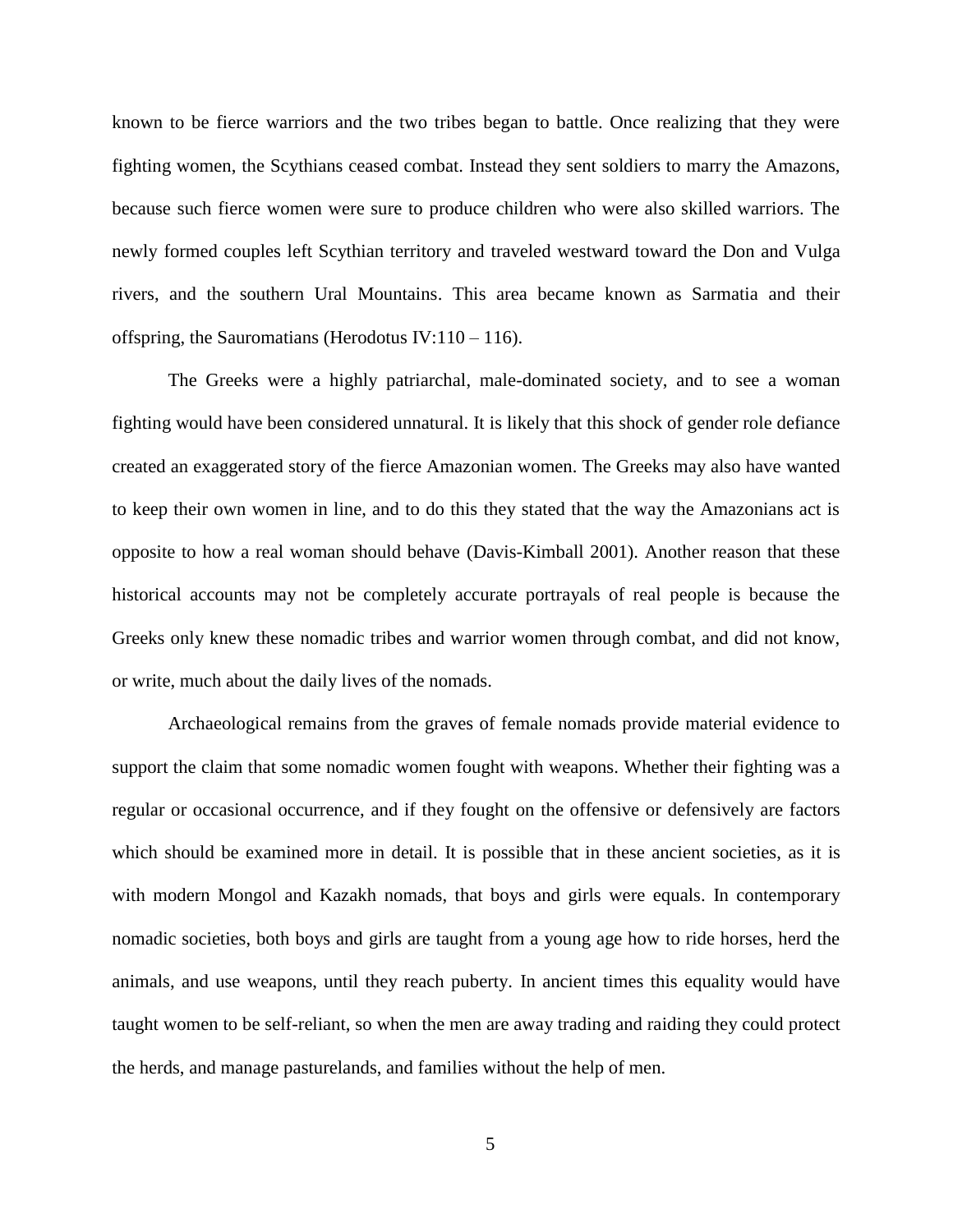known to be fierce warriors and the two tribes began to battle. Once realizing that they were fighting women, the Scythians ceased combat. Instead they sent soldiers to marry the Amazons, because such fierce women were sure to produce children who were also skilled warriors. The newly formed couples left Scythian territory and traveled westward toward the Don and Vulga rivers, and the southern Ural Mountains. This area became known as Sarmatia and their offspring, the Sauromatians (Herodotus IV:110 – 116).

The Greeks were a highly patriarchal, male-dominated society, and to see a woman fighting would have been considered unnatural. It is likely that this shock of gender role defiance created an exaggerated story of the fierce Amazonian women. The Greeks may also have wanted to keep their own women in line, and to do this they stated that the way the Amazonians act is opposite to how a real woman should behave (Davis-Kimball 2001). Another reason that these historical accounts may not be completely accurate portrayals of real people is because the Greeks only knew these nomadic tribes and warrior women through combat, and did not know, or write, much about the daily lives of the nomads.

Archaeological remains from the graves of female nomads provide material evidence to support the claim that some nomadic women fought with weapons. Whether their fighting was a regular or occasional occurrence, and if they fought on the offensive or defensively are factors which should be examined more in detail. It is possible that in these ancient societies, as it is with modern Mongol and Kazakh nomads, that boys and girls were equals. In contemporary nomadic societies, both boys and girls are taught from a young age how to ride horses, herd the animals, and use weapons, until they reach puberty. In ancient times this equality would have taught women to be self-reliant, so when the men are away trading and raiding they could protect the herds, and manage pasturelands, and families without the help of men.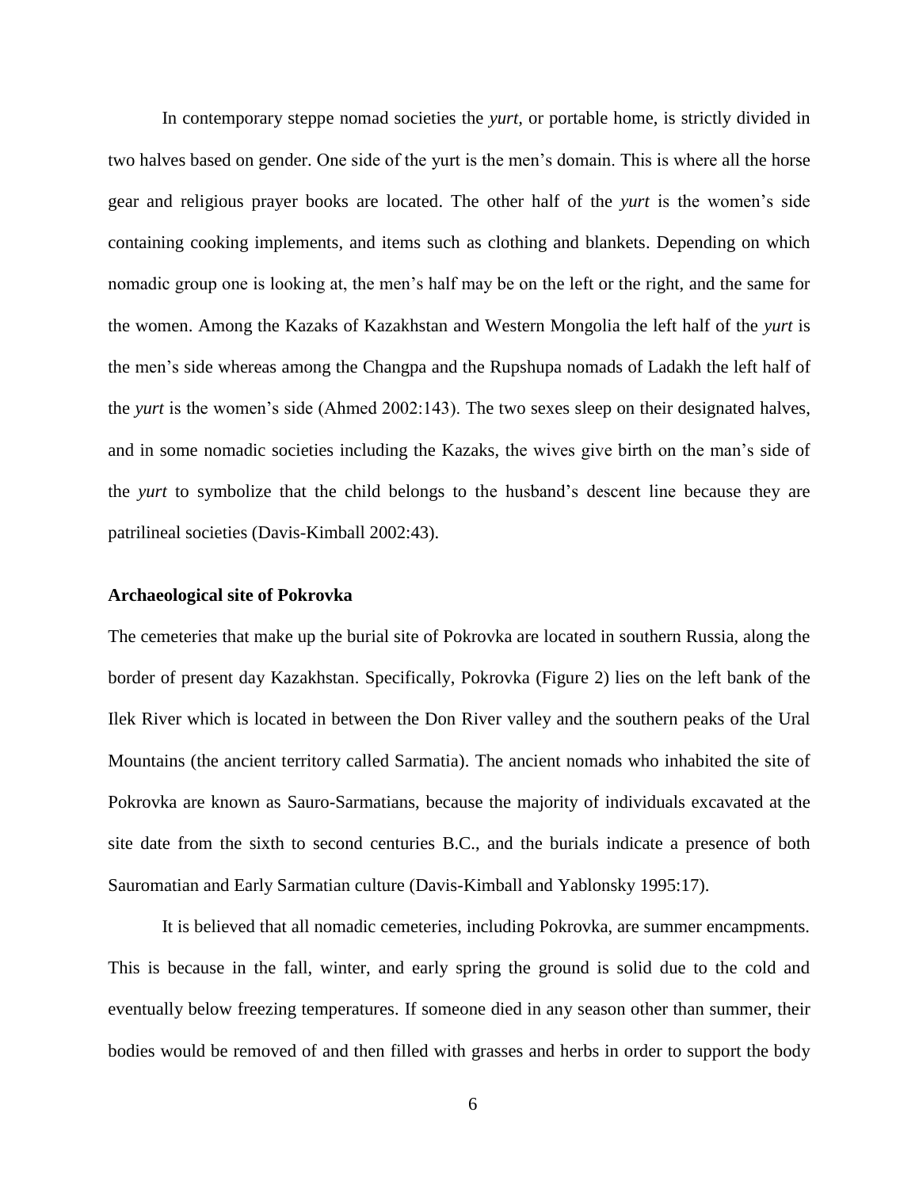In contemporary steppe nomad societies the *yurt*, or portable home, is strictly divided in two halves based on gender. One side of the yurt is the men's domain. This is where all the horse gear and religious prayer books are located. The other half of the *yurt* is the women's side containing cooking implements, and items such as clothing and blankets. Depending on which nomadic group one is looking at, the men's half may be on the left or the right, and the same for the women. Among the Kazaks of Kazakhstan and Western Mongolia the left half of the *yurt* is the men's side whereas among the Changpa and the Rupshupa nomads of Ladakh the left half of the *yurt* is the women's side (Ahmed 2002:143). The two sexes sleep on their designated halves, and in some nomadic societies including the Kazaks, the wives give birth on the man's side of the *yurt* to symbolize that the child belongs to the husband's descent line because they are patrilineal societies (Davis-Kimball 2002:43).

**Archaeological site of Pokrovka**

The cemeteries that make up the burial site of Pokrovka are located in southern Russia, along the border of present day Kazakhstan. Specifically, Pokrovka (Figure 2) lies on the left bank of the Ilek River which is located in between the Don River valley and the southern peaks of the Ural Mountains (the ancient territory called Sarmatia). The ancient nomads who inhabited the site of Pokrovka are known as Sauro-Sarmatians, because the majority of individuals excavated at the site date from the sixth to second centuries B.C., and the burials indicate a presence of both Sauromatian and Early Sarmatian culture (Davis-Kimball and Yablonsky 1995:17).

It is believed that all nomadic cemeteries, including Pokrovka, are summer encampments. This is because in the fall, winter, and early spring the ground is solid due to the cold and eventually below freezing temperatures. If someone died in any season other than summer, their bodies would be removed of and then filled with grasses and herbs in order to support the body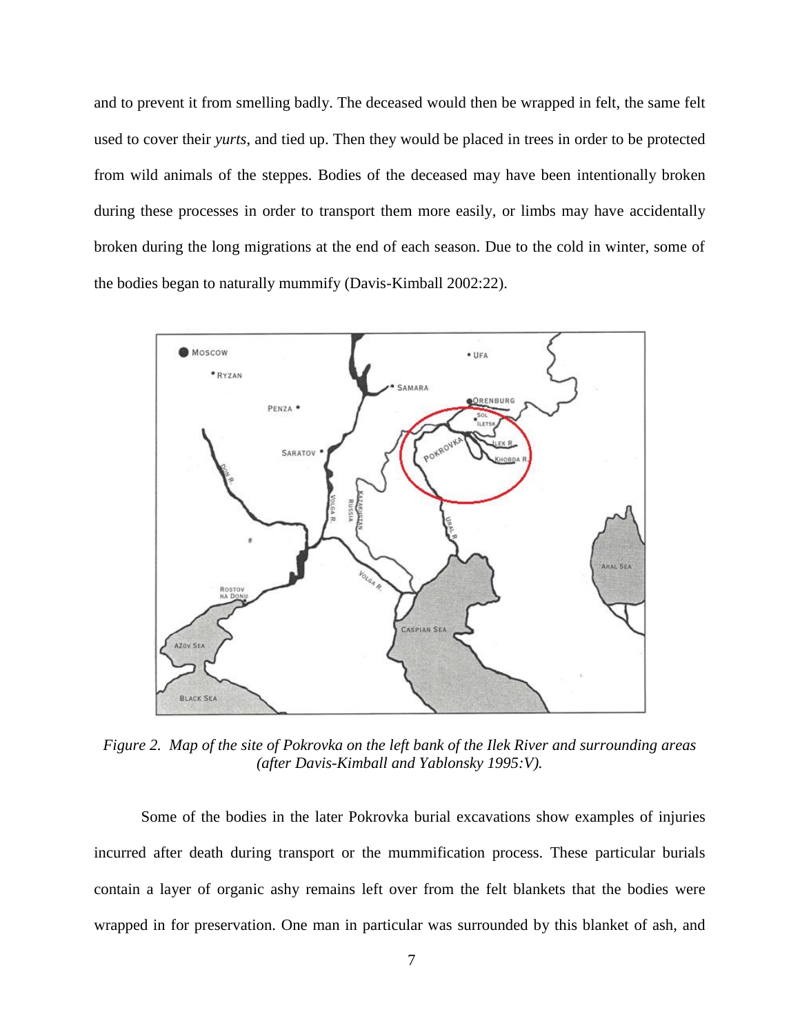and to prevent it from smelling badly. The deceased would then be wrapped in felt, the same felt used to cover their *yurts*, and tied up. Then they would be placed in trees in order to be protected from wild animals of the steppes. Bodies of the deceased may have been intentionally broken during these processes in order to transport them more easily, or limbs may have accidentally broken during the long migrations at the end of each season. Due to the cold in winter, some of the bodies began to naturally mummify (Davis-Kimball 2002:22).

*Figure 2. Map of the site of Pokrovka on the left bank of the Ilek River and surrounding areas (after Davis-Kimball and Yablonsky 1995:V).*

Some of the bodies in the later Pokrovka burial excavations show examples of injuries incurred after death during transport or the mummification process. These particular burials contain a layer of organic ashy remains left over from the felt blankets that the bodies were wrapped in for preservation. One man in particular was surrounded by this blanket of ash, and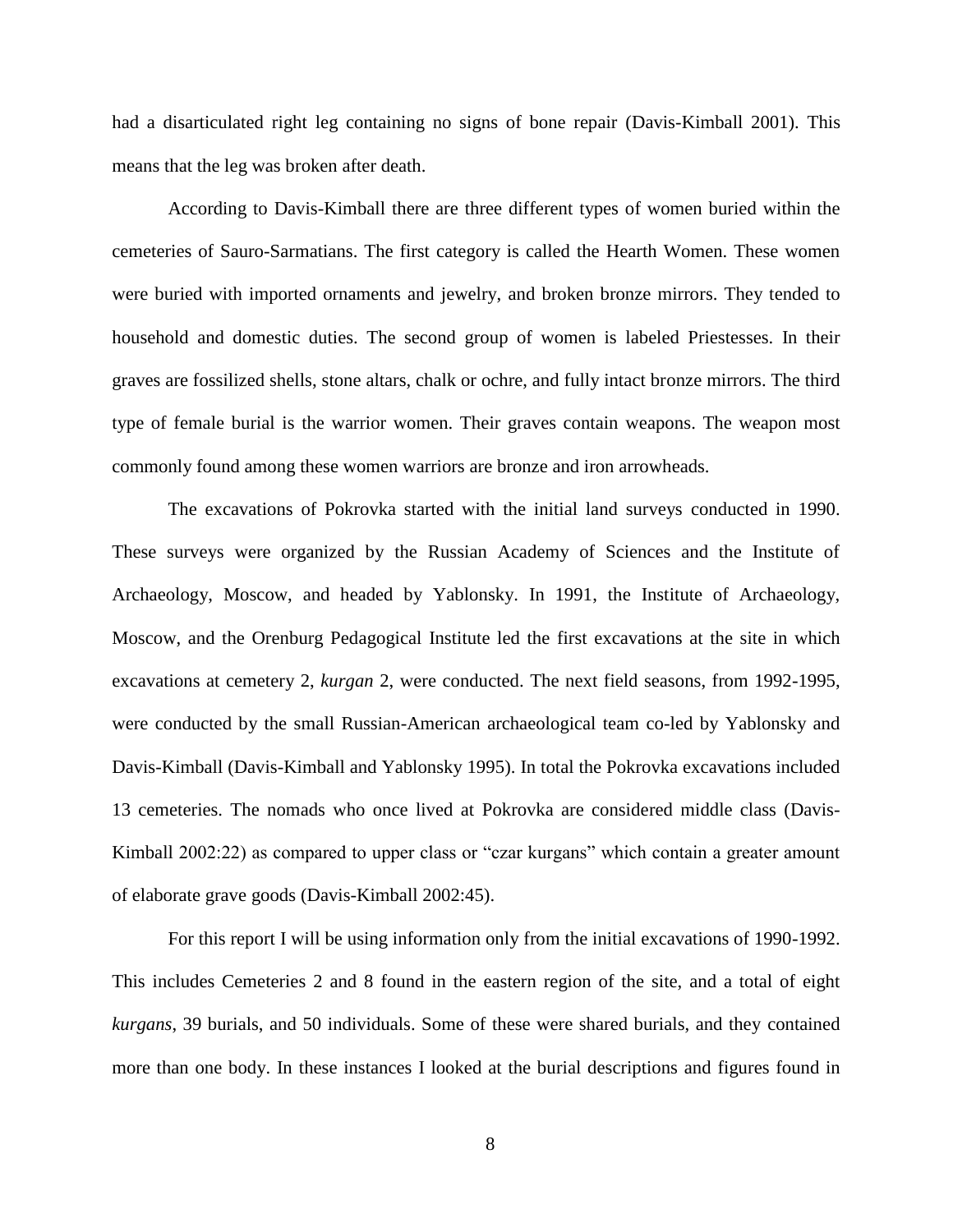had a disarticulated right leg containing no signs of bone repair (Davis-Kimball 2001). This means that the leg was broken after death.

According to Davis-Kimball there are three different types of women buried within the cemeteries of Sauro-Sarmatians. The first category is called the Hearth Women. These women were buried with imported ornaments and jewelry, and broken bronze mirrors. They tended to household and domestic duties. The second group of women is labeled Priestesses. In their graves are fossilized shells, stone altars, chalk or ochre, and fully intact bronze mirrors. The third type of female burial is the warrior women. Their graves contain weapons. The weapon most commonly found among these women warriors are bronze and iron arrowheads.

The excavations of Pokrovka started with the initial land surveys conducted in 1990. These surveys were organized by the Russian Academy of Sciences and the Institute of Archaeology, Moscow, and headed by Yablonsky. In 1991, the Institute of Archaeology, Moscow, and the Orenburg Pedagogical Institute led the first excavations at the site in which excavations at cemetery 2, *kurgan* 2, were conducted. The next field seasons, from 1992-1995, were conducted by the small Russian-American archaeological team co-led by Yablonsky and Davis-Kimball (Davis-Kimball and Yablonsky 1995). In total the Pokrovka excavations included 13 cemeteries. The nomads who once lived at Pokrovka are considered middle class (Davis-Kimball 2002:22) as compared to upper class or "czar kurgans" which contain a greater amount of elaborate grave goods (Davis-Kimball 2002:45).

For this report I will be using information only from the initial excavations of 1990-1992. This includes Cemeteries 2 and 8 found in the eastern region of the site, and a total of eight *kurgans*, 39 burials, and 50 individuals. Some of these were shared burials, and they contained more than one body. In these instances I looked at the burial descriptions and figures found in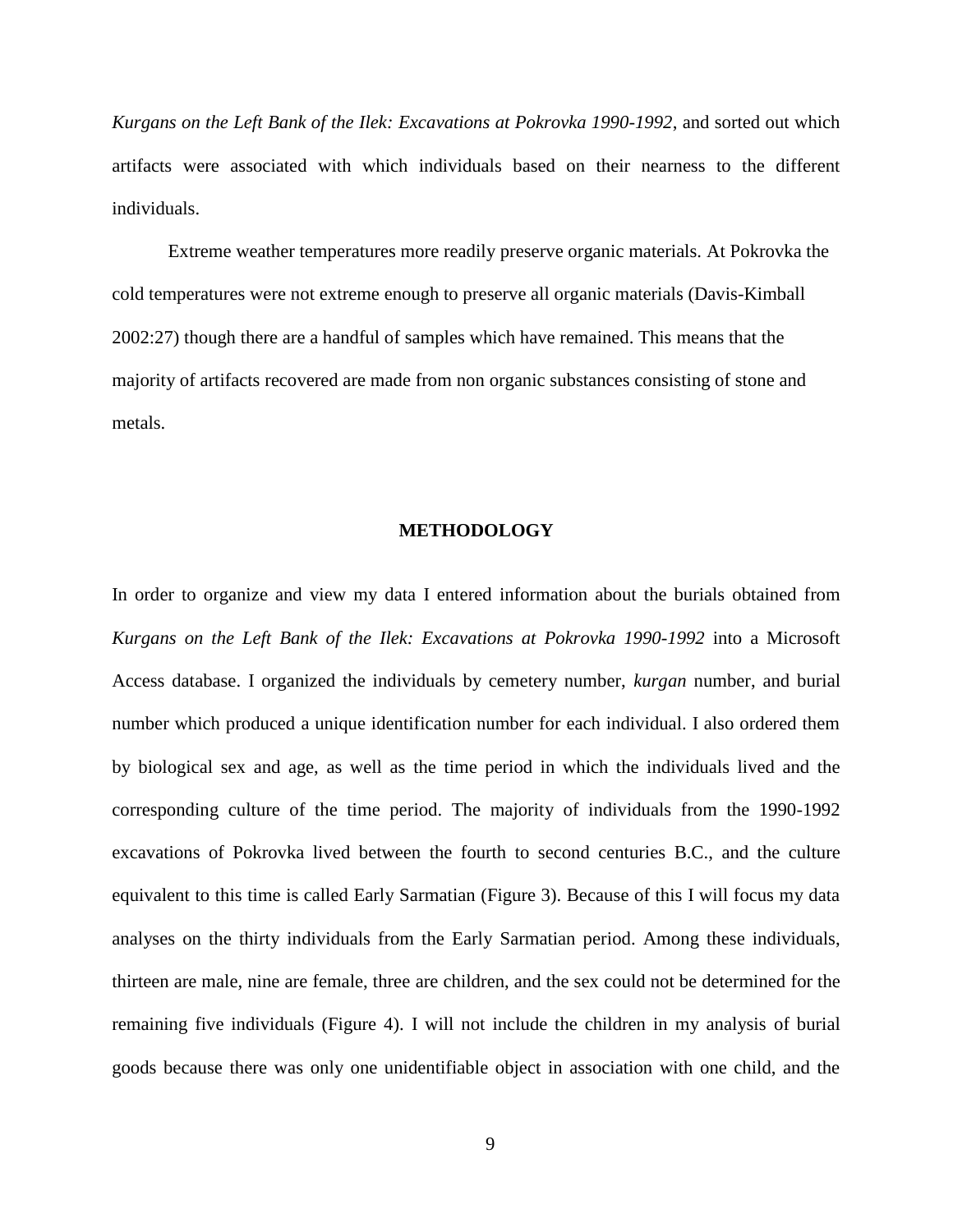*Kurgans on the Left Bank of the Ilek: Excavations at Pokrovka 1990-1992*, and sorted out which artifacts were associated with which individuals based on their nearness to the different individuals.

Extreme weather temperatures more readily preserve organic materials. At Pokrovka the cold temperatures were not extreme enough to preserve all organic materials (Davis-Kimball 2002:27) though there are a handful of samples which have remained. This means that the majority of artifacts recovered are made from non organic substances consisting of stone and metals.

## METHODOLOGY

In order to organize and view my data I entered information about the burials obtained from *Kurgans on the Left Bank of the Ilek: Excavations at Pokrovka 1990-1992* into a Microsoft Access database. I organized the individuals by cemetery number, *kurgan* number, and burial number which produced a unique identification number for each individual. I also ordered them by biological sex and age, as well as the time period in which the individuals lived and the corresponding culture of the time period. The majority of individuals from the 1990-1992 excavations of Pokrovka lived between the fourth to second centuries B.C., and the culture equivalent to this time is called Early Sarmatian (Figure 3). Because of this I will focus my data analyses on the thirty individuals from the Early Sarmatian period. Among these individuals, thirteen are male, nine are female, three are children, and the sex could not be determined for the remaining five individuals (Figure 4). I will not include the children in my analysis of burial goods because there was only one unidentifiable object in association with one child, and the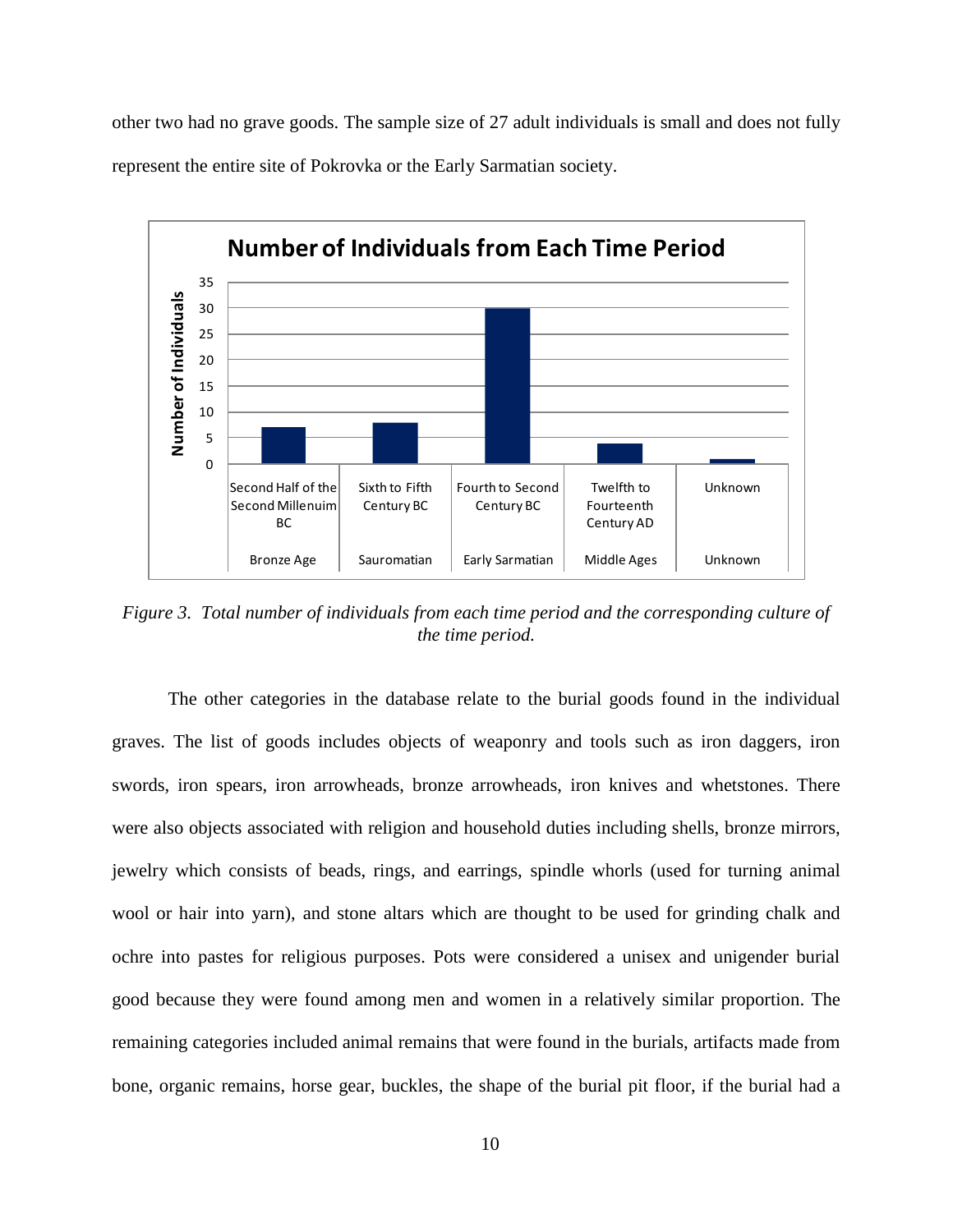other two had no grave goods. The sample size of 27 adult individuals is small and does not fully represent the entire site of Pokrovka or the Early Sarmatian society.

*Figure 3. Total number of individuals from each time period and the corresponding culture of the time period.*

The other categories in the database relate to the burial goods found in the individual graves. The list of goods includes objects of weaponry and tools such as iron daggers, iron swords, iron spears, iron arrowheads, bronze arrowheads, iron knives and whetstones. There were also objects associated with religion and household duties including shells, bronze mirrors, jewelry which consists of beads, rings, and earrings, spindle whorls (used for turning animal wool or hair into yarn), and stone altars which are thought to be used for grinding chalk and ochre into pastes for religious purposes. Pots were considered a unisex and unigender burial good because they were found among men and women in a relatively similar proportion. The remaining categories included animal remains that were found in the burials, artifacts made from bone, organic remains, horse gear, buckles, the shape of the burial pit floor, if the burial had a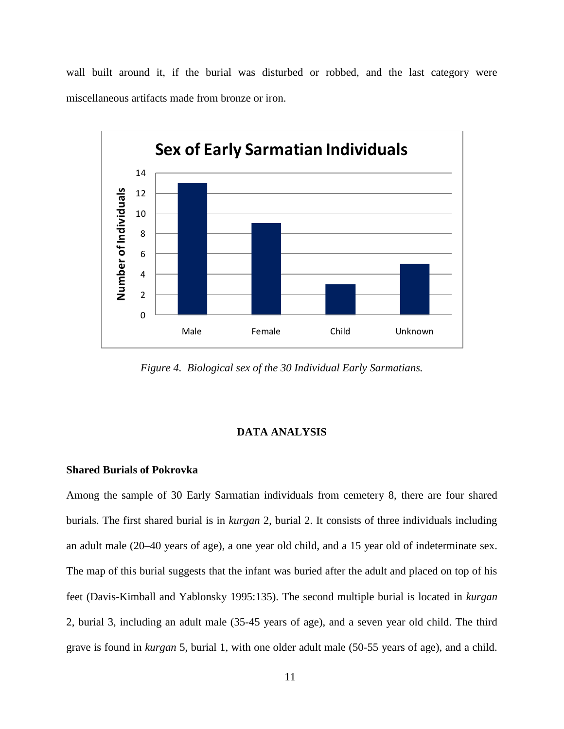wall built around it, if the burial was disturbed or robbed, and the last category were miscellaneous artifacts made from bronze or iron.

*Figure 4. Biological sex of the 30 Individual Early Sarmatians.*

## DATA ANALYSIS

### Shared Burials of Pokrovka

Among the sample of 30 Early Sarmatian individuals from cemetery 8, there are four shared burials. The first shared burial is in *kurgan* 2, burial 2. It consists of three individuals including an adult male (20–40 years of age), a one year old child, and a 15 year old of indeterminate sex. The map of this burial suggests that the infant was buried after the adult and placed on top of his feet (Davis-Kimball and Yablonsky 1995:135). The second multiple burial is located in *kurgan* 2, burial 3, including an adult male (35-45 years of age), and a seven year old child. The third grave is found in *kurgan* 5, burial 1, with one older adult male (50-55 years of age), and a child.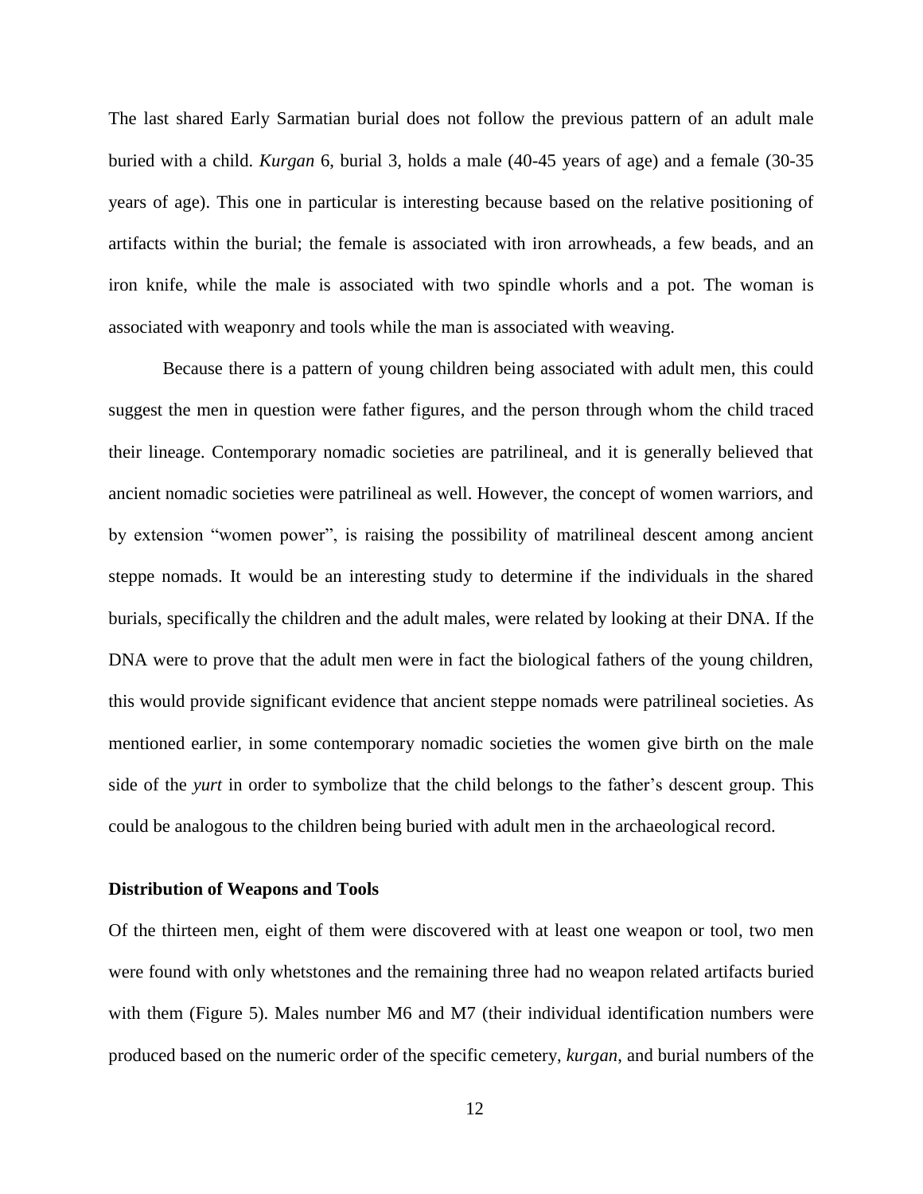The last shared Early Sarmatian burial does not follow the previous pattern of an adult male buried with a child. *Kurgan* 6, burial 3, holds a male (40-45 years of age) and a female (30-35 years of age). This one in particular is interesting because based on the relative positioning of artifacts within the burial; the female is associated with iron arrowheads, a few beads, and an iron knife, while the male is associated with two spindle whorls and a pot. The woman is associated with weaponry and tools while the man is associated with weaving.

Because there is a pattern of young children being associated with adult men, this could suggest the men in question were father figures, and the person through whom the child traced their lineage. Contemporary nomadic societies are patrilineal, and it is generally believed that ancient nomadic societies were patrilineal as well. However, the concept of women warriors, and by extension "women power", is raising the possibility of matrilineal descent among ancient steppe nomads. It would be an interesting study to determine if the individuals in the shared burials, specifically the children and the adult males, were related by looking at their DNA. If the DNA were to prove that the adult men were in fact the biological fathers of the young children, this would provide significant evidence that ancient steppe nomads were patrilineal societies. As mentioned earlier, in some contemporary nomadic societies the women give birth on the male side of the *yurt* in order to symbolize that the child belongs to the father's descent group. This could be analogous to the children being buried with adult men in the archaeological record.

**Distribution of Weapons and Tools**

Of the thirteen men, eight of them were discovered with at least one weapon or tool, two men were found with only whetstones and the remaining three had no weapon related artifacts buried with them (Figure 5). Males number M6 and M7 (their individual identification numbers were produced based on the numeric order of the specific cemetery, *kurgan*, and burial numbers of the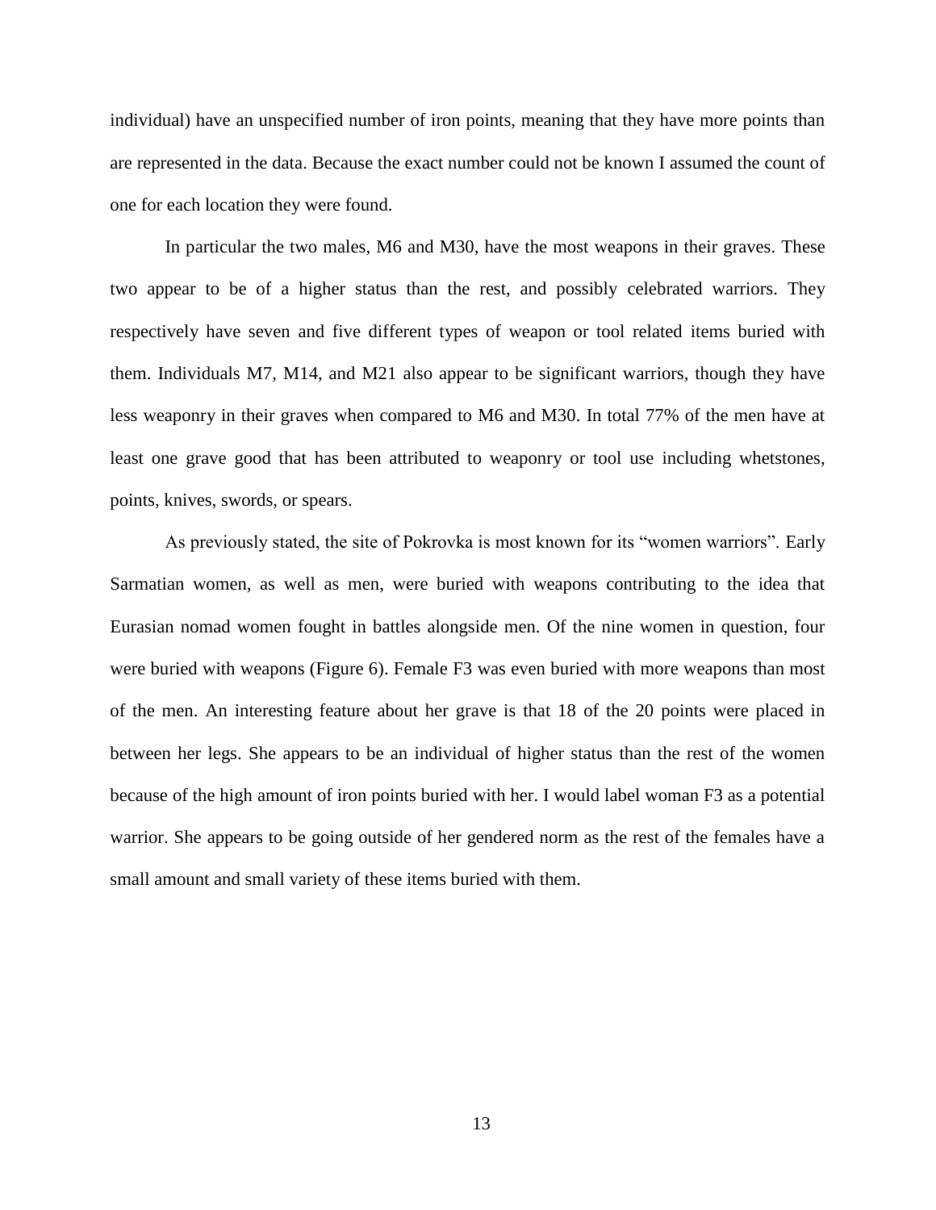individual) have an unspecified number of iron points, meaning that they have more points than are represented in the data. Because the exact number could not be known I assumed the count of one for each location they were found.

In particular the two males, M6 and M30, have the most weapons in their graves. These two appear to be of a higher status than the rest, and possibly celebrated warriors. They respectively have seven and five different types of weapon or tool related items buried with them. Individuals M7, M14, and M21 also appear to be significant warriors, though they have less weaponry in their graves when compared to M6 and M30. In total 77% of the men have at least one grave good that has been attributed to weaponry or tool use including whetstones, points, knives, swords, or spears.

As previously stated, the site of Pokrovka is most known for its "women warriors". Early Sarmatian women, as well as men, were buried with weapons contributing to the idea that Eurasian nomad women fought in battles alongside men. Of the nine women in question, four were buried with weapons (Figure 6). Female F3 was even buried with more weapons than most of the men. An interesting feature about her grave is that 18 of the 20 points were placed in between her legs. She appears to be an individual of higher status than the rest of the women because of the high amount of iron points buried with her. I would label woman F3 as a potential warrior. She appears to be going outside of her gendered norm as the rest of the females have a small amount and small variety of these items buried with them.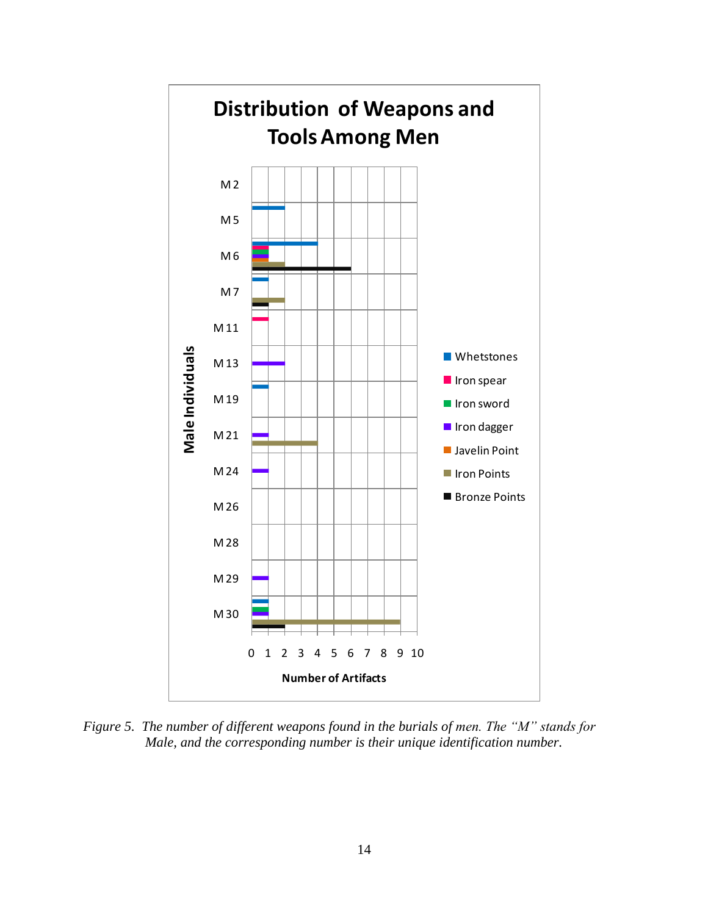Figure 5. The number of different weapons found in the burials of men. The "M" stands for Male, and the corresponding number is their unique identification number.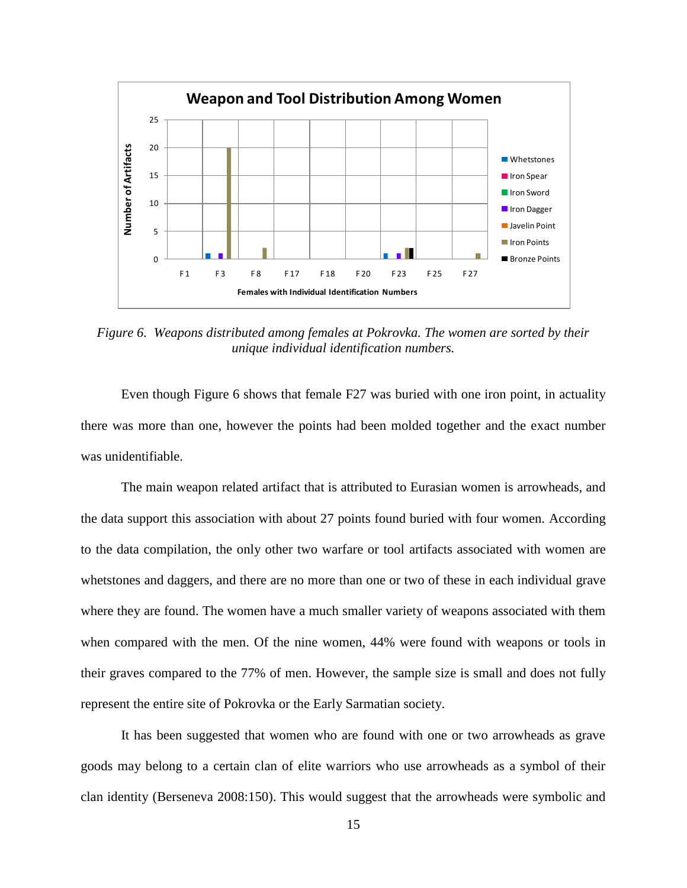*Figure 6. Weapons distributed among females at Pokrovka. The women are sorted by their unique individual identification numbers.*

Even though Figure 6 shows that female F27 was buried with one iron point, in actuality there was more than one, however the points had been molded together and the exact number was unidentifiable.

The main weapon related artifact that is attributed to Eurasian women is arrowheads, and the data support this association with about 27 points found buried with four women. According to the data compilation, the only other two warfare or tool artifacts associated with women are whetstones and daggers, and there are no more than one or two of these in each individual grave where they are found. The women have a much smaller variety of weapons associated with them when compared with the men. Of the nine women, 44% were found with weapons or tools in their graves compared to the 77% of men. However, the sample size is small and does not fully represent the entire site of Pokrovka or the Early Sarmatian society.

It has been suggested that women who are found with one or two arrowheads as grave goods may belong to a certain clan of elite warriors who use arrowheads as a symbol of their clan identity (Berseneva 2008:150). This would suggest that the arrowheads were symbolic and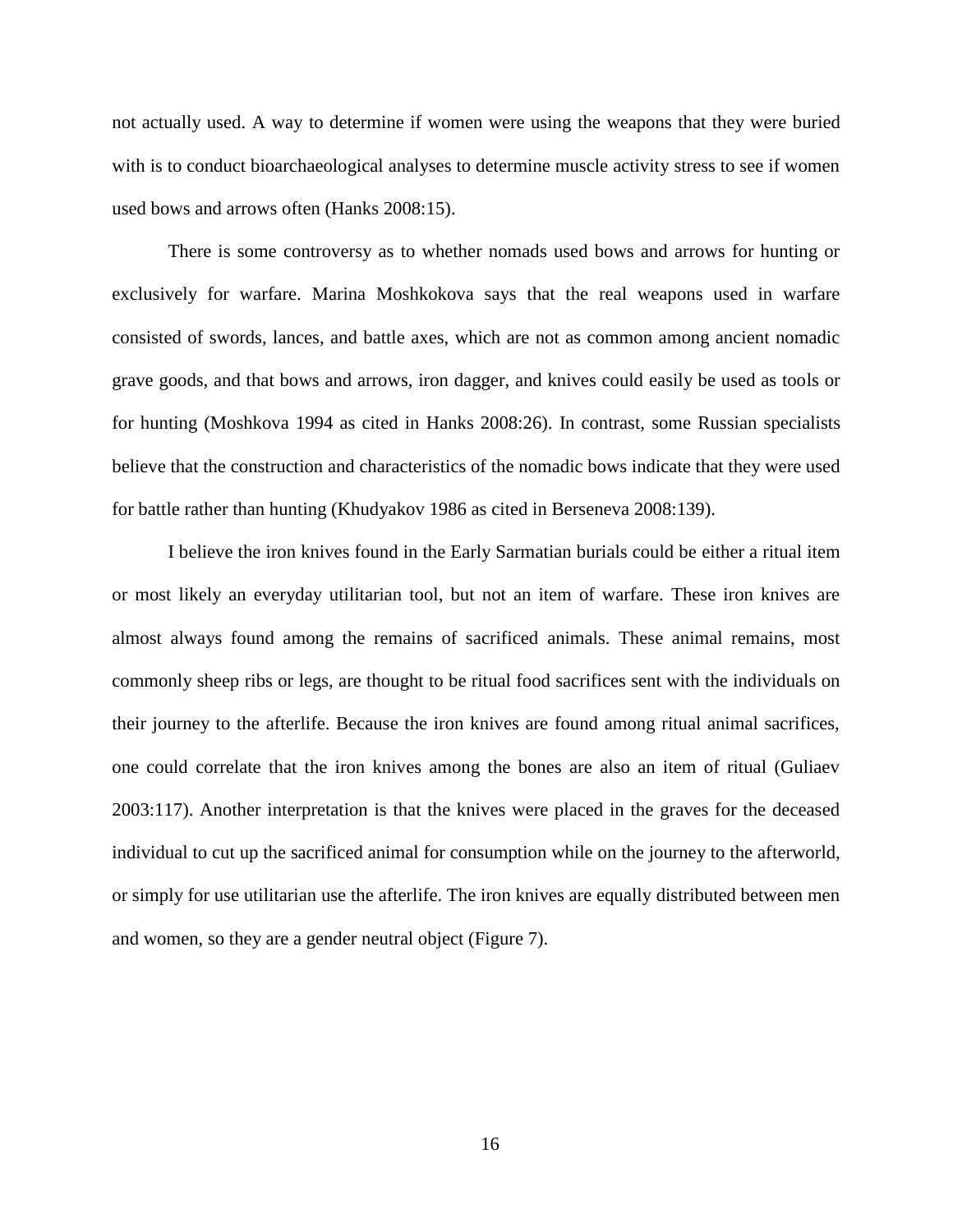not actually used. A way to determine if women were using the weapons that they were buried with is to conduct bioarchaeological analyses to determine muscle activity stress to see if women used bows and arrows often (Hanks 2008:15).

There is some controversy as to whether nomads used bows and arrows for hunting or exclusively for warfare. Marina Moshkokova says that the real weapons used in warfare consisted of swords, lances, and battle axes, which are not as common among ancient nomadic grave goods, and that bows and arrows, iron dagger, and knives could easily be used as tools or for hunting (Moshkova 1994 as cited in Hanks 2008:26). In contrast, some Russian specialists believe that the construction and characteristics of the nomadic bows indicate that they were used for battle rather than hunting (Khudyakov 1986 as cited in Berseneva 2008:139).

I believe the iron knives found in the Early Sarmatian burials could be either a ritual item or most likely an everyday utilitarian tool, but not an item of warfare. These iron knives are almost always found among the remains of sacrificed animals. These animal remains, most commonly sheep ribs or legs, are thought to be ritual food sacrifices sent with the individuals on their journey to the afterlife. Because the iron knives are found among ritual animal sacrifices, one could correlate that the iron knives among the bones are also an item of ritual (Guliaev 2003:117). Another interpretation is that the knives were placed in the graves for the deceased individual to cut up the sacrificed animal for consumption while on the journey to the afterworld, or simply for use utilitarian use the afterlife. The iron knives are equally distributed between men and women, so they are a gender neutral object (Figure 7).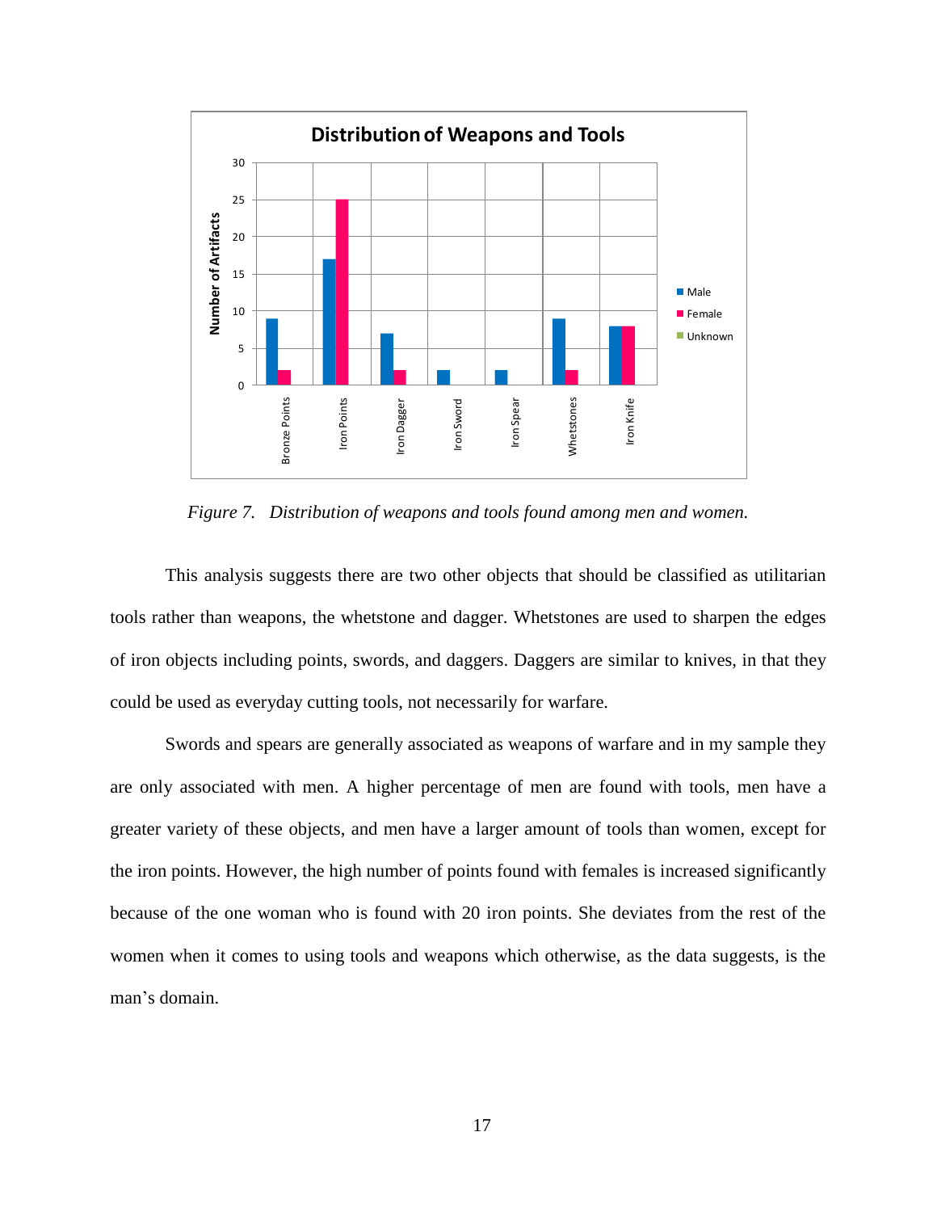*Figure 7. Distribution of weapons and tools found among men and women.*

This analysis suggests there are two other objects that should be classified as utilitarian tools rather than weapons, the whetstone and dagger. Whetstones are used to sharpen the edges of iron objects including points, swords, and daggers. Daggers are similar to knives, in that they could be used as everyday cutting tools, not necessarily for warfare.

Swords and spears are generally associated as weapons of warfare and in my sample they are only associated with men. A higher percentage of men are found with tools, men have a greater variety of these objects, and men have a larger amount of tools than women, except for the iron points. However, the high number of points found with females is increased significantly because of the one woman who is found with 20 iron points. She deviates from the rest of the women when it comes to using tools and weapons which otherwise, as the data suggests, is the man's domain.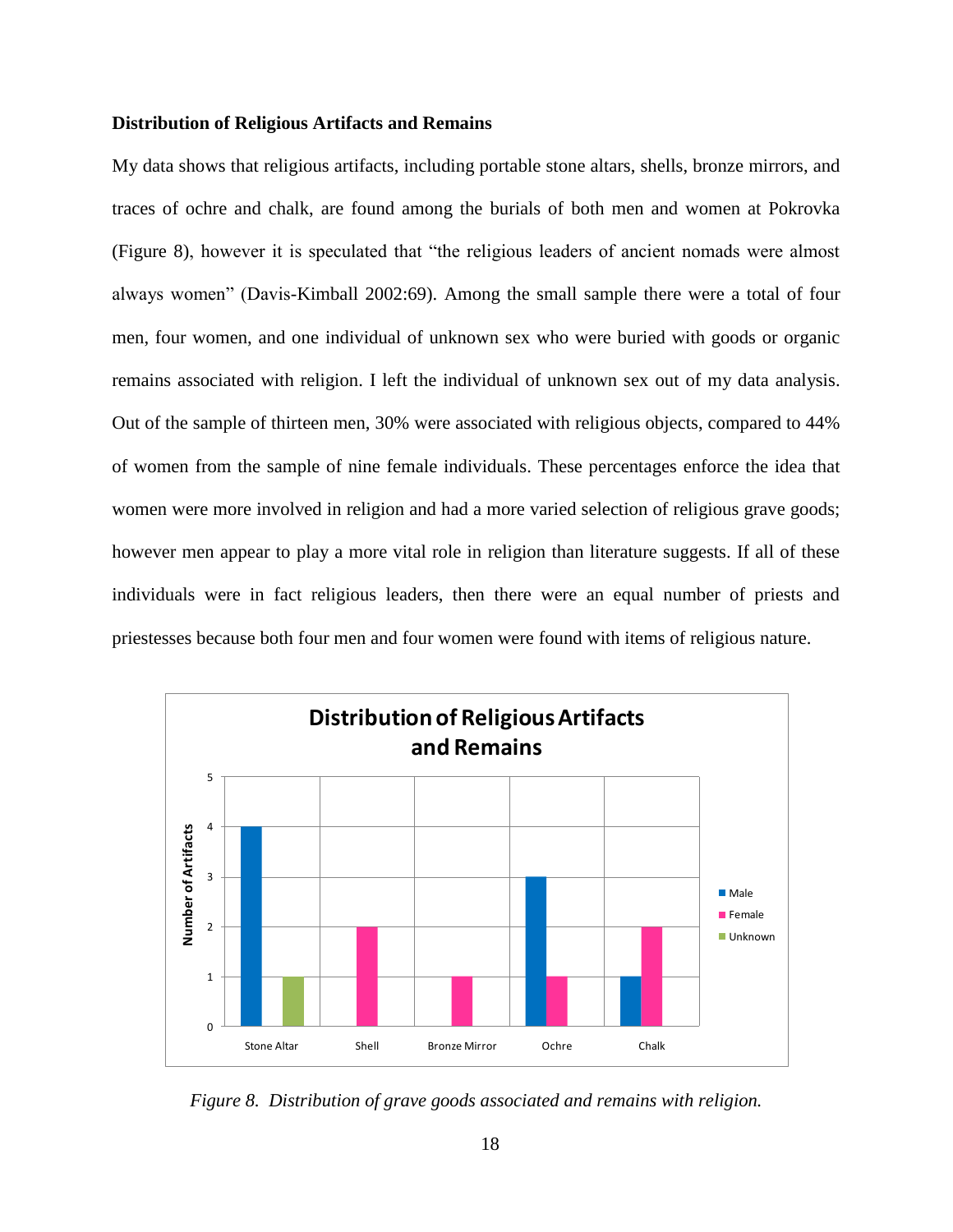**Distribution of Religious Artifacts and Remains**

My data shows that religious artifacts, including portable stone altars, shells, bronze mirrors, and traces of ochre and chalk, are found among the burials of both men and women at Pokrovka (Figure 8), however it is speculated that "the religious leaders of ancient nomads were almost always women" (Davis-Kimball 2002:69). Among the small sample there were a total of four men, four women, and one individual of unknown sex who were buried with goods or organic remains associated with religion. I left the individual of unknown sex out of my data analysis. Out of the sample of thirteen men, 30% were associated with religious objects, compared to 44% of women from the sample of nine female individuals. These percentages enforce the idea that women were more involved in religion and had a more varied selection of religious grave goods; however men appear to play a more vital role in religion than literature suggests. If all of these individuals were in fact religious leaders, then there were an equal number of priests and priestesses because both four men and four women were found with items of religious nature.

*Figure 8. Distribution of grave goods associated and remains with religion.*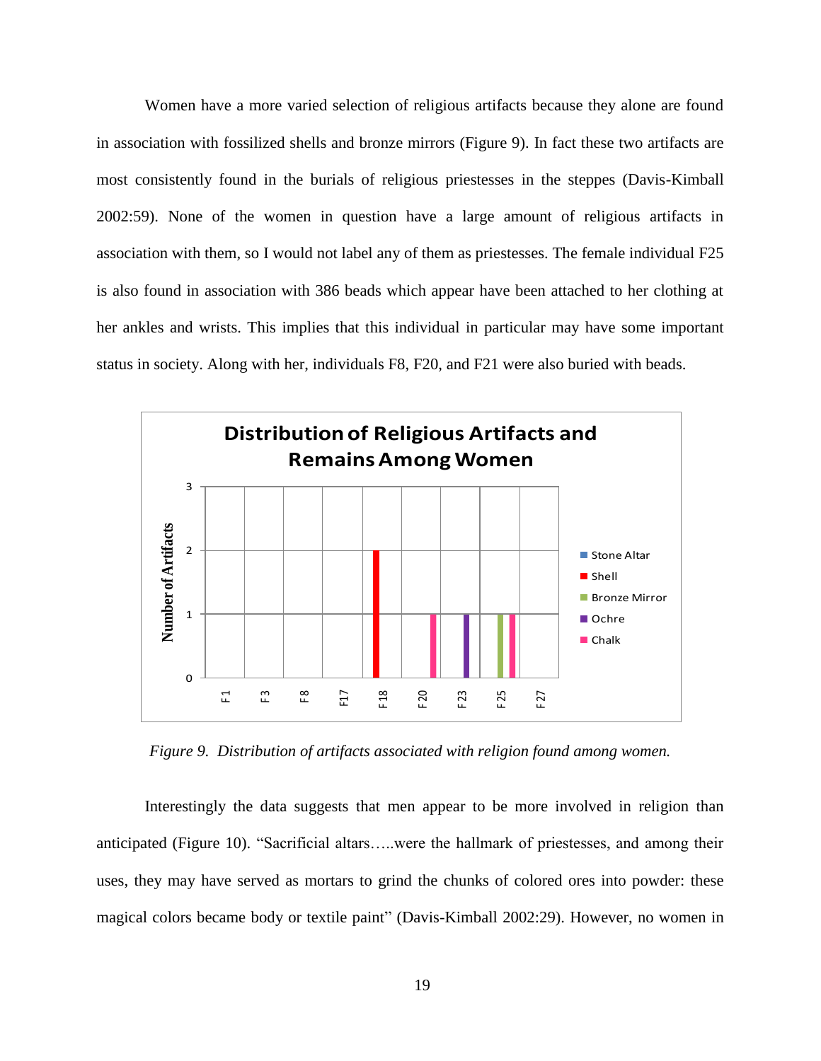Women have a more varied selection of religious artifacts because they alone are found in association with fossilized shells and bronze mirrors (Figure 9). In fact these two artifacts are most consistently found in the burials of religious priestesses in the steppes (Davis-Kimball 2002:59). None of the women in question have a large amount of religious artifacts in association with them, so I would not label any of them as priestesses. The female individual F25 is also found in association with 386 beads which appear have been attached to her clothing at her ankles and wrists. This implies that this individual in particular may have some important status in society. Along with her, individuals F8, F20, and F21 were also buried with beads.

*Figure 9. Distribution of artifacts associated with religion found among women.*

Interestingly the data suggests that men appear to be more involved in religion than anticipated (Figure 10). "Sacrificial altars…..were the hallmark of priestesses, and among their uses, they may have served as mortars to grind the chunks of colored ores into powder: these magical colors became body or textile paint" (Davis-Kimball 2002:29). However, no women in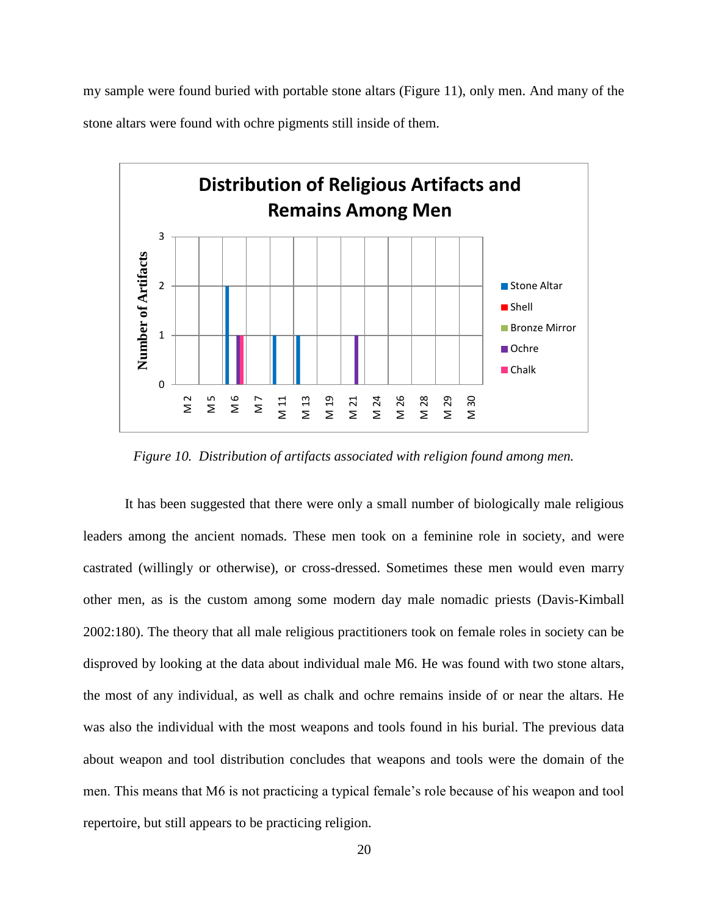my sample were found buried with portable stone altars (Figure 11), only men. And many of the stone altars were found with ochre pigments still inside of them.

*Figure 10. Distribution of artifacts associated with religion found among men.*

It has been suggested that there were only a small number of biologically male religious leaders among the ancient nomads. These men took on a feminine role in society, and were castrated (willingly or otherwise), or cross-dressed. Sometimes these men would even marry other men, as is the custom among some modern day male nomadic priests (Davis-Kimball 2002:180). The theory that all male religious practitioners took on female roles in society can be disproved by looking at the data about individual male M6. He was found with two stone altars, the most of any individual, as well as chalk and ochre remains inside of or near the altars. He was also the individual with the most weapons and tools found in his burial. The previous data about weapon and tool distribution concludes that weapons and tools were the domain of the men. This means that M6 is not practicing a typical female's role because of his weapon and tool repertoire, but still appears to be practicing religion.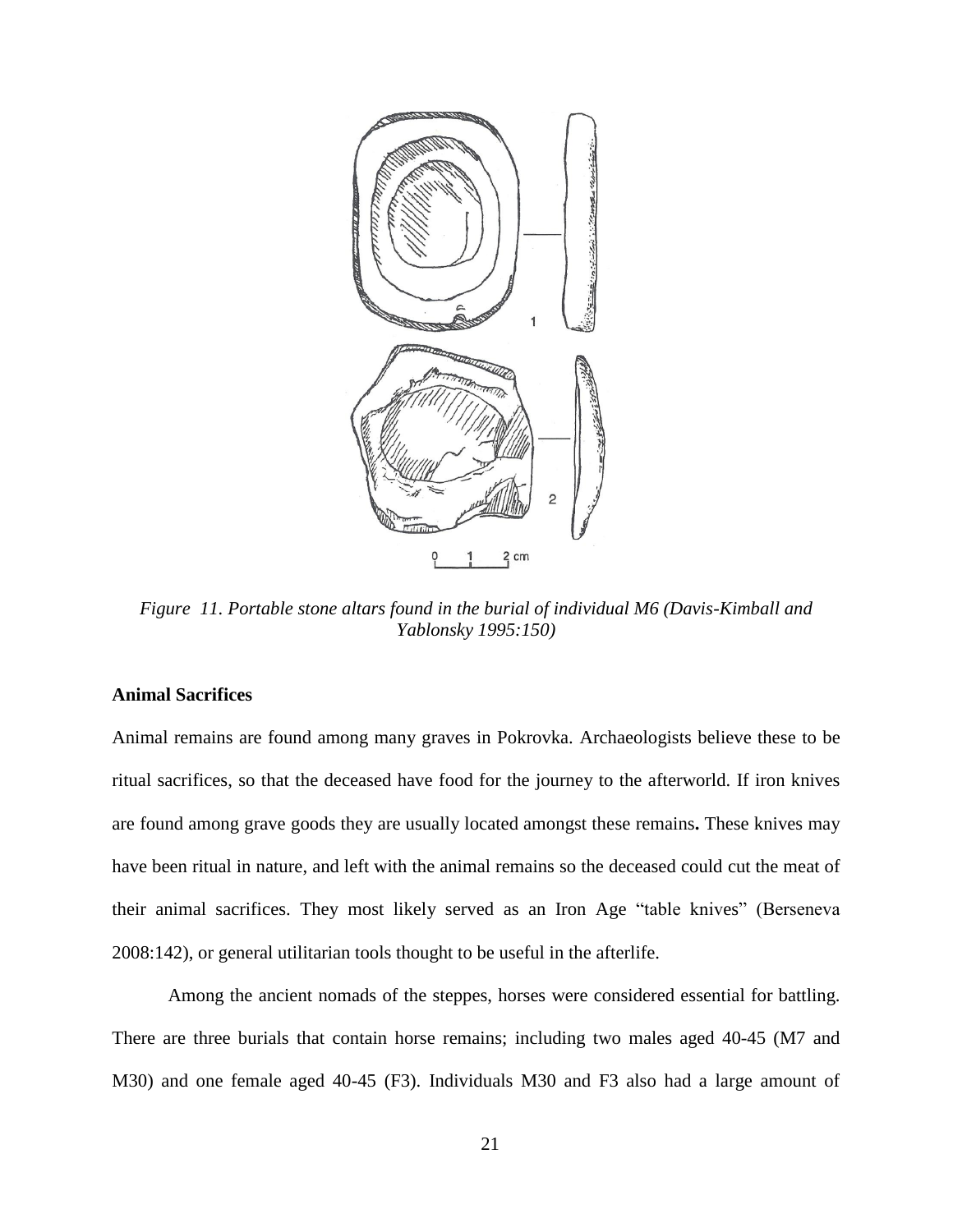*Figure 11. Portable stone altars found in the burial of individual M6 (Davis-Kimball and Yablonsky 1995:150)*

**Animal Sacrifices**

Animal remains are found among many graves in Pokrovka. Archaeologists believe these to be ritual sacrifices, so that the deceased have food for the journey to the afterworld. If iron knives are found among grave goods they are usually located amongst these remains**.** These knives may have been ritual in nature, and left with the animal remains so the deceased could cut the meat of their animal sacrifices. They most likely served as an Iron Age "table knives" (Berseneva 2008:142), or general utilitarian tools thought to be useful in the afterlife.

Among the ancient nomads of the steppes, horses were considered essential for battling. There are three burials that contain horse remains; including two males aged 40-45 (M7 and M30) and one female aged 40-45 (F3). Individuals M30 and F3 also had a large amount of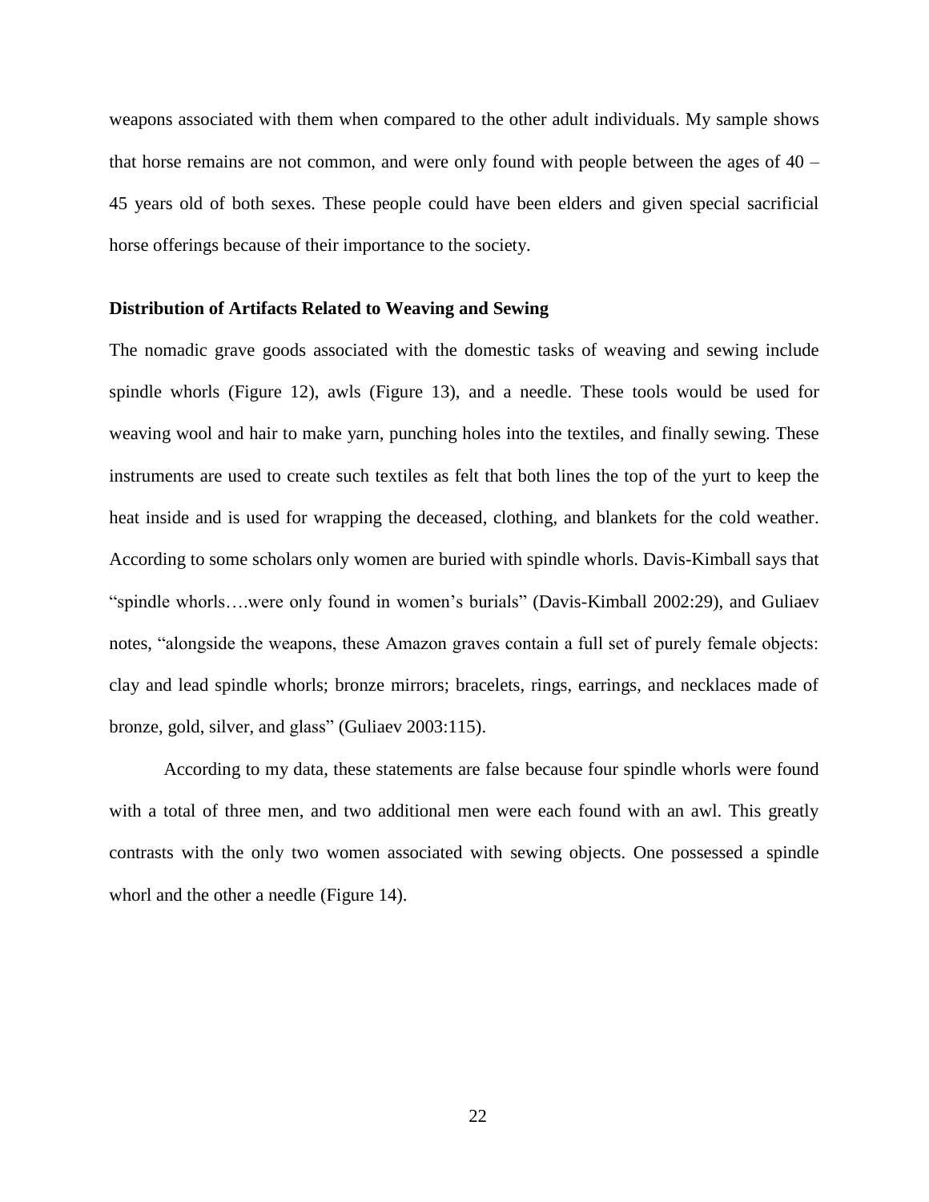weapons associated with them when compared to the other adult individuals. My sample shows that horse remains are not common, and were only found with people between the ages of 40 – 45 years old of both sexes. These people could have been elders and given special sacrificial horse offerings because of their importance to the society.

### Distribution of Artifacts Related to Weaving and Sewing

The nomadic grave goods associated with the domestic tasks of weaving and sewing include spindle whorls (Figure 12), awls (Figure 13), and a needle. These tools would be used for weaving wool and hair to make yarn, punching holes into the textiles, and finally sewing. These instruments are used to create such textiles as felt that both lines the top of the yurt to keep the heat inside and is used for wrapping the deceased, clothing, and blankets for the cold weather. According to some scholars only women are buried with spindle whorls. Davis-Kimball says that "spindle whorls….were only found in women's burials" (Davis-Kimball 2002:29), and Guliaev notes, "alongside the weapons, these Amazon graves contain a full set of purely female objects: clay and lead spindle whorls; bronze mirrors; bracelets, rings, earrings, and necklaces made of bronze, gold, silver, and glass" (Guliaev 2003:115).

According to my data, these statements are false because four spindle whorls were found with a total of three men, and two additional men were each found with an awl. This greatly contrasts with the only two women associated with sewing objects. One possessed a spindle whorl and the other a needle (Figure 14).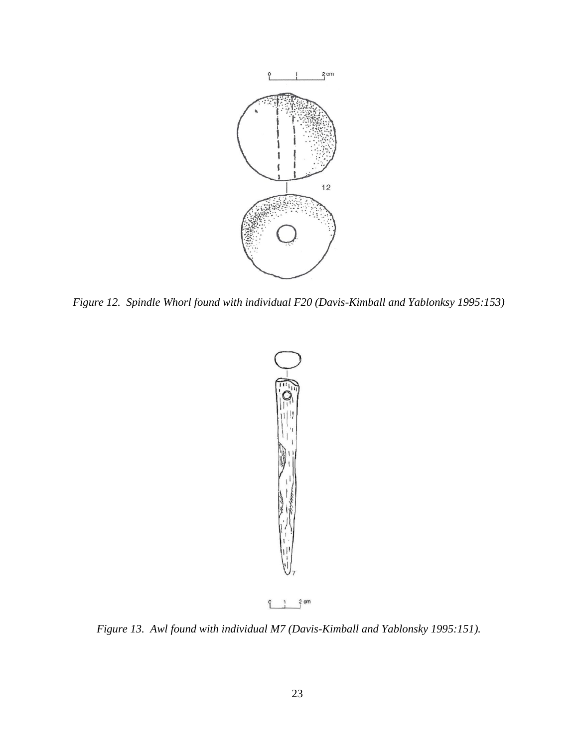*Figure 12. Spindle Whorl found with individual F20 (Davis-Kimball and Yablonksy 1995:153)*

*Figure 13. Awl found with individual M7 (Davis-Kimball and Yablonsky 1995:151).*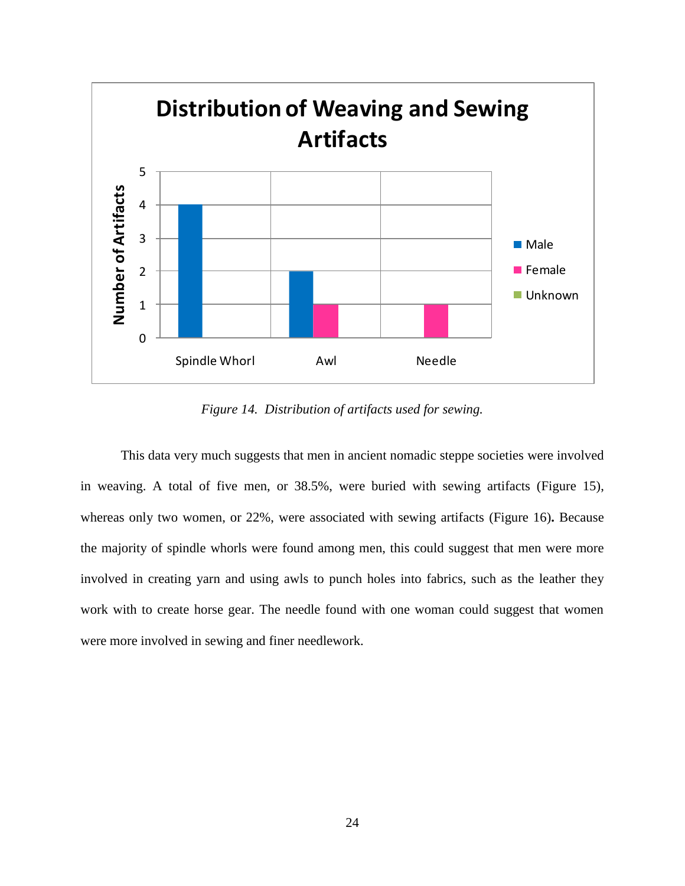*Figure 14. Distribution of artifacts used for sewing.*

This data very much suggests that men in ancient nomadic steppe societies were involved in weaving. A total of five men, or 38.5%, were buried with sewing artifacts (Figure 15), whereas only two women, or 22%, were associated with sewing artifacts (Figure 16)**.** Because the majority of spindle whorls were found among men, this could suggest that men were more involved in creating yarn and using awls to punch holes into fabrics, such as the leather they work with to create horse gear. The needle found with one woman could suggest that women were more involved in sewing and finer needlework.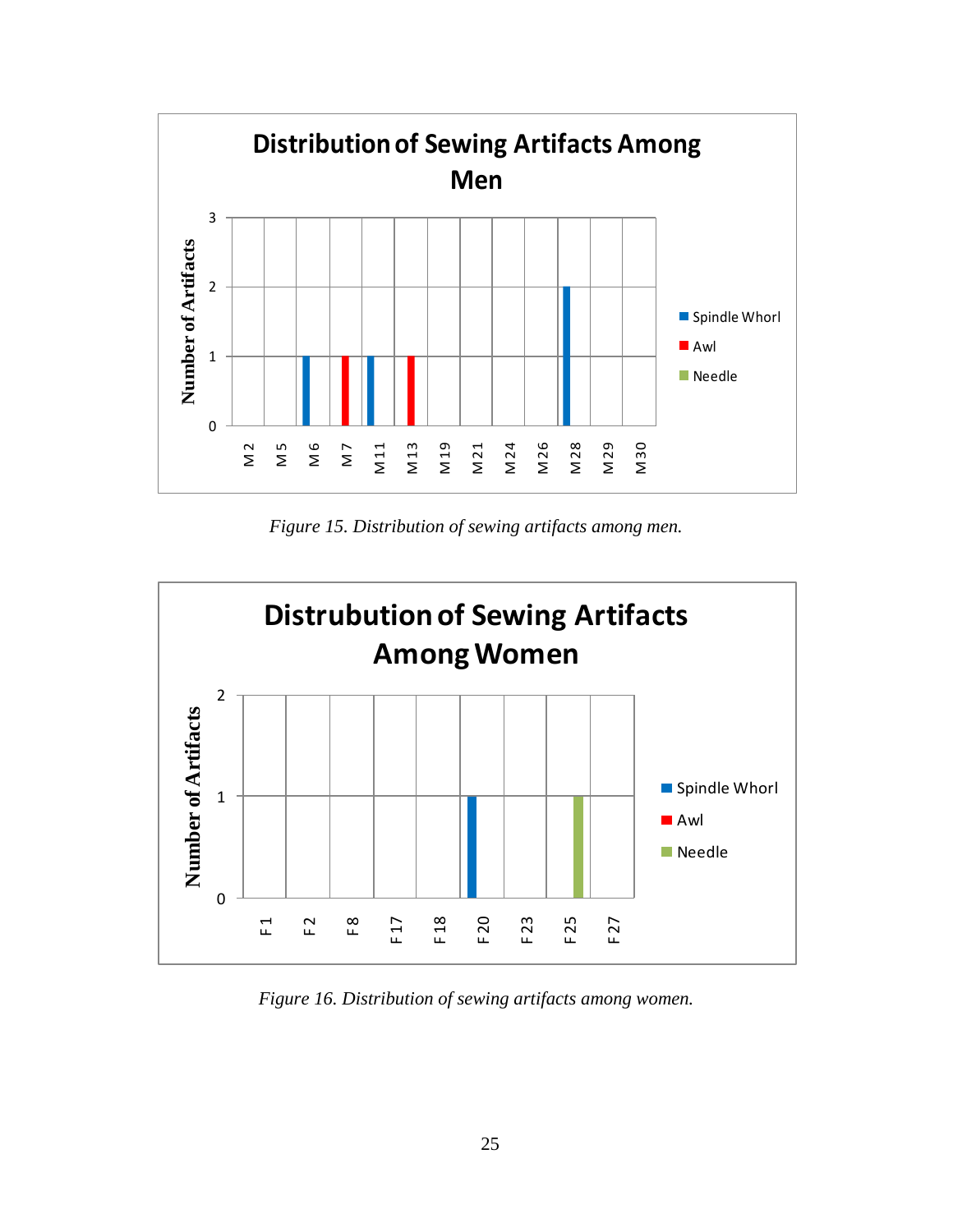Figure 15. Distribution of sewing artifacts among men.

Figure 16. Distribution of sewing artifacts among women.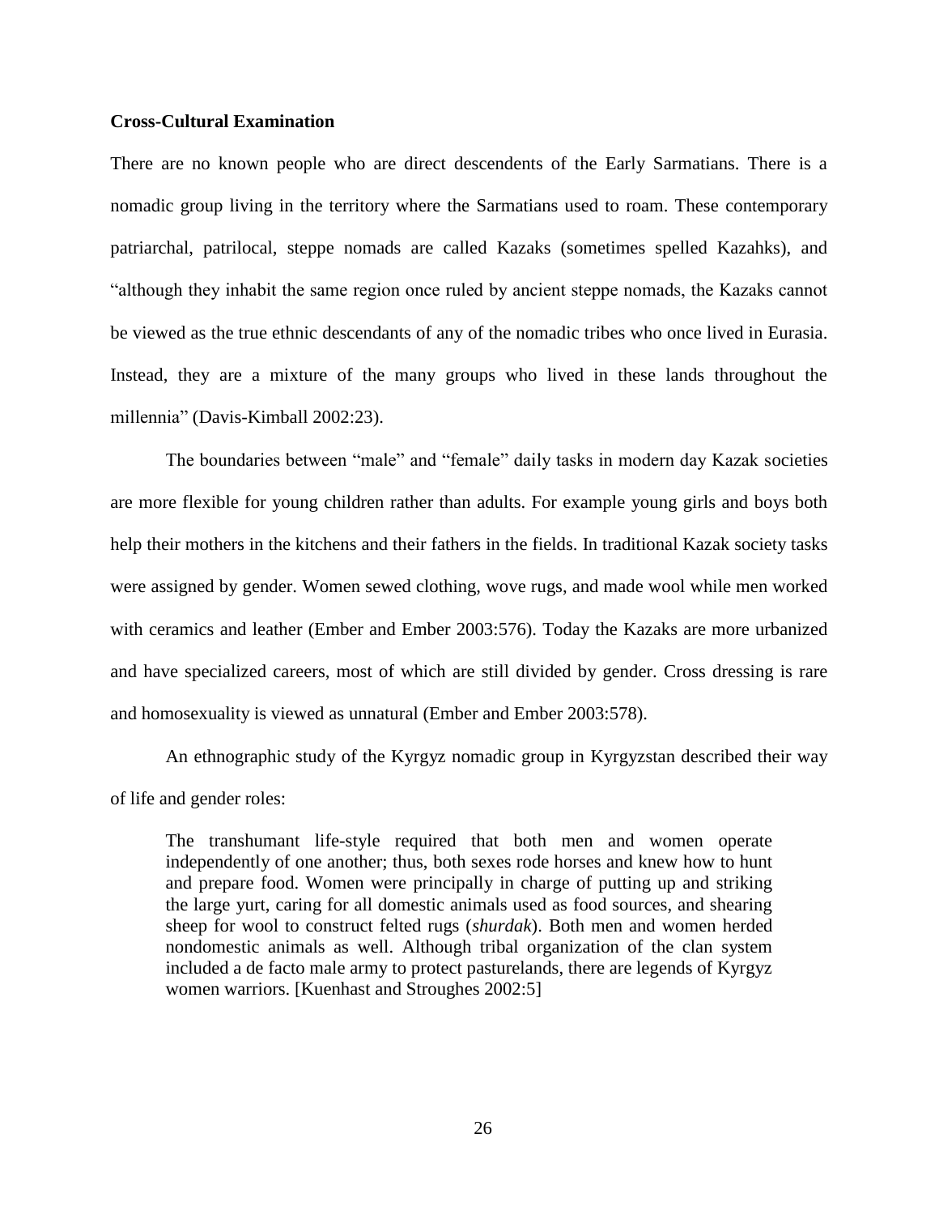**Cross-Cultural Examination**

There are no known people who are direct descendents of the Early Sarmatians. There is a nomadic group living in the territory where the Sarmatians used to roam. These contemporary patriarchal, patrilocal, steppe nomads are called Kazaks (sometimes spelled Kazahks), and "although they inhabit the same region once ruled by ancient steppe nomads, the Kazaks cannot be viewed as the true ethnic descendants of any of the nomadic tribes who once lived in Eurasia. Instead, they are a mixture of the many groups who lived in these lands throughout the millennia" (Davis-Kimball 2002:23).

The boundaries between "male" and "female" daily tasks in modern day Kazak societies are more flexible for young children rather than adults. For example young girls and boys both help their mothers in the kitchens and their fathers in the fields. In traditional Kazak society tasks were assigned by gender. Women sewed clothing, wove rugs, and made wool while men worked with ceramics and leather (Ember and Ember 2003:576). Today the Kazaks are more urbanized and have specialized careers, most of which are still divided by gender. Cross dressing is rare and homosexuality is viewed as unnatural (Ember and Ember 2003:578).

An ethnographic study of the Kyrgyz nomadic group in Kyrgyzstan described their way of life and gender roles:

> The transhumant life-style required that both men and women operate independently of one another; thus, both sexes rode horses and knew how to hunt and prepare food. Women were principally in charge of putting up and striking the large yurt, caring for all domestic animals used as food sources, and shearing sheep for wool to construct felted rugs (*shurdak*). Both men and women herded nondomestic animals as well. Although tribal organization of the clan system included a de facto male army to protect pasturelands, there are legends of Kyrgyz women warriors. [Kuenhast and Stroughes 2002:5]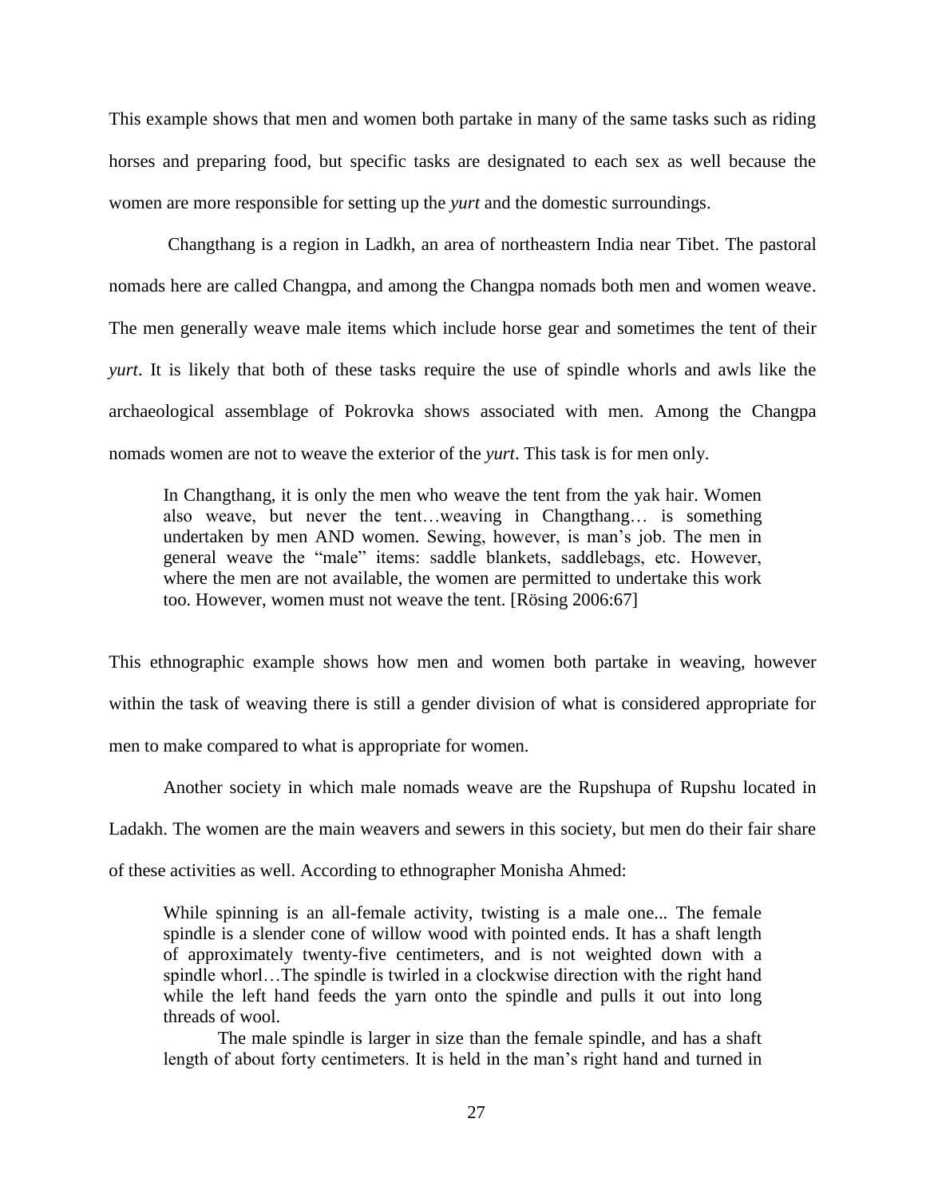This example shows that men and women both partake in many of the same tasks such as riding horses and preparing food, but specific tasks are designated to each sex as well because the women are more responsible for setting up the *yurt* and the domestic surroundings.

Changthang is a region in Ladkh, an area of northeastern India near Tibet. The pastoral nomads here are called Changpa, and among the Changpa nomads both men and women weave. The men generally weave male items which include horse gear and sometimes the tent of their *yurt*. It is likely that both of these tasks require the use of spindle whorls and awls like the archaeological assemblage of Pokrovka shows associated with men. Among the Changpa nomads women are not to weave the exterior of the *yurt*. This task is for men only.

> In Changthang, it is only the men who weave the tent from the yak hair. Women also weave, but never the tent…weaving in Changthang… is something undertaken by men AND women. Sewing, however, is man's job. The men in general weave the "male" items: saddle blankets, saddlebags, etc. However, where the men are not available, the women are permitted to undertake this work too. However, women must not weave the tent. [Rösing 2006:67]

This ethnographic example shows how men and women both partake in weaving, however within the task of weaving there is still a gender division of what is considered appropriate for men to make compared to what is appropriate for women.

Another society in which male nomads weave are the Rupshupa of Rupshu located in Ladakh. The women are the main weavers and sewers in this society, but men do their fair share of these activities as well. According to ethnographer Monisha Ahmed:

> While spinning is an all-female activity, twisting is a male one... The female spindle is a slender cone of willow wood with pointed ends. It has a shaft length of approximately twenty-five centimeters, and is not weighted down with a spindle whorl…The spindle is twirled in a clockwise direction with the right hand while the left hand feeds the yarn onto the spindle and pulls it out into long threads of wool.
>
> The male spindle is larger in size than the female spindle, and has a shaft length of about forty centimeters. It is held in the man's right hand and turned in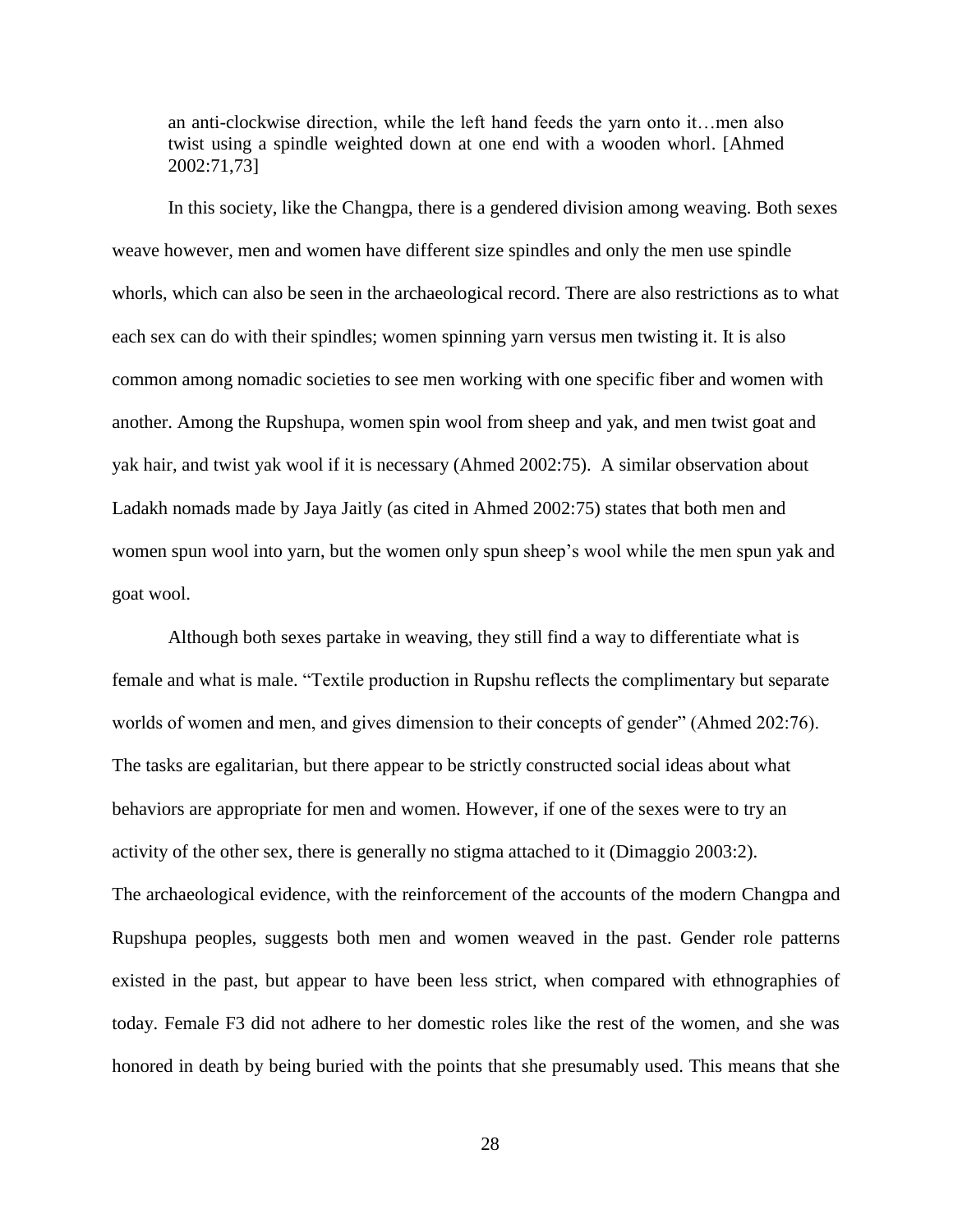> an anti-clockwise direction, while the left hand feeds the yarn onto it…men also twist using a spindle weighted down at one end with a wooden whorl. [Ahmed 2002:71,73]

In this society, like the Changpa, there is a gendered division among weaving. Both sexes weave however, men and women have different size spindles and only the men use spindle whorls, which can also be seen in the archaeological record. There are also restrictions as to what each sex can do with their spindles; women spinning yarn versus men twisting it. It is also common among nomadic societies to see men working with one specific fiber and women with another. Among the Rupshupa, women spin wool from sheep and yak, and men twist goat and yak hair, and twist yak wool if it is necessary (Ahmed 2002:75). A similar observation about Ladakh nomads made by Jaya Jaitly (as cited in Ahmed 2002:75) states that both men and women spun wool into yarn, but the women only spun sheep's wool while the men spun yak and goat wool.

Although both sexes partake in weaving, they still find a way to differentiate what is female and what is male. "Textile production in Rupshu reflects the complimentary but separate worlds of women and men, and gives dimension to their concepts of gender" (Ahmed 202:76). The tasks are egalitarian, but there appear to be strictly constructed social ideas about what behaviors are appropriate for men and women. However, if one of the sexes were to try an activity of the other sex, there is generally no stigma attached to it (Dimaggio 2003:2).

The archaeological evidence, with the reinforcement of the accounts of the modern Changpa and Rupshupa peoples, suggests both men and women weaved in the past. Gender role patterns existed in the past, but appear to have been less strict, when compared with ethnographies of today. Female F3 did not adhere to her domestic roles like the rest of the women, and she was honored in death by being buried with the points that she presumably used. This means that she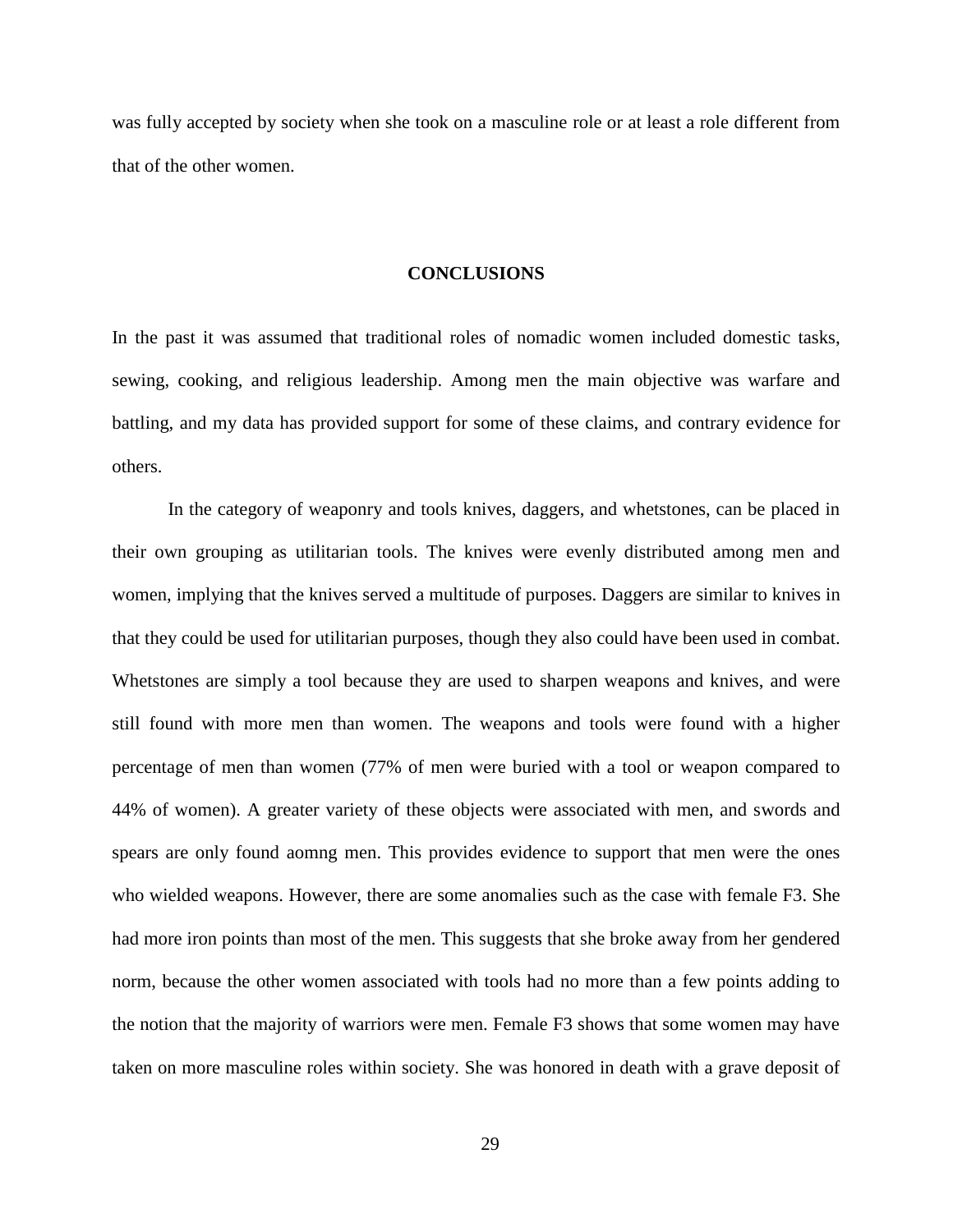was fully accepted by society when she took on a masculine role or at least a role different from that of the other women.

## CONCLUSIONS

In the past it was assumed that traditional roles of nomadic women included domestic tasks, sewing, cooking, and religious leadership. Among men the main objective was warfare and battling, and my data has provided support for some of these claims, and contrary evidence for others.

In the category of weaponry and tools knives, daggers, and whetstones, can be placed in their own grouping as utilitarian tools. The knives were evenly distributed among men and women, implying that the knives served a multitude of purposes. Daggers are similar to knives in that they could be used for utilitarian purposes, though they also could have been used in combat. Whetstones are simply a tool because they are used to sharpen weapons and knives, and were still found with more men than women. The weapons and tools were found with a higher percentage of men than women (77% of men were buried with a tool or weapon compared to 44% of women). A greater variety of these objects were associated with men, and swords and spears are only found aomng men. This provides evidence to support that men were the ones who wielded weapons. However, there are some anomalies such as the case with female F3. She had more iron points than most of the men. This suggests that she broke away from her gendered norm, because the other women associated with tools had no more than a few points adding to the notion that the majority of warriors were men. Female F3 shows that some women may have taken on more masculine roles within society. She was honored in death with a grave deposit of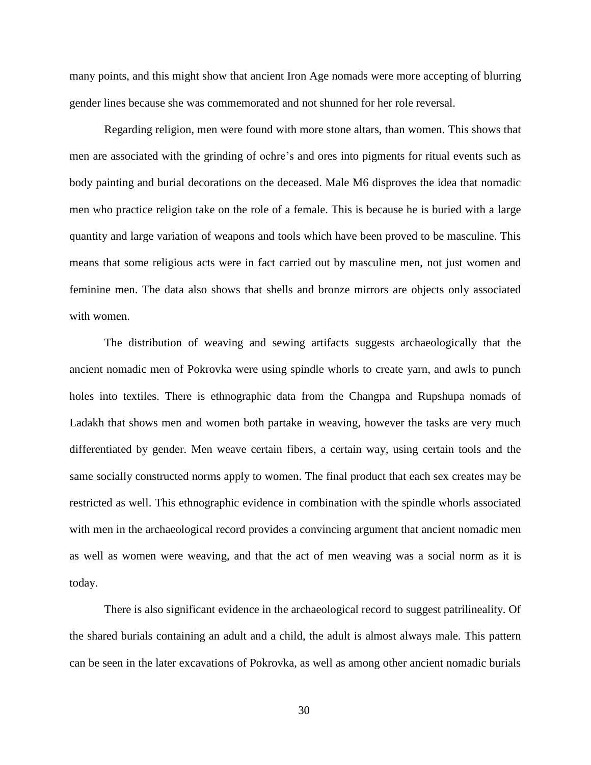many points, and this might show that ancient Iron Age nomads were more accepting of blurring gender lines because she was commemorated and not shunned for her role reversal.

Regarding religion, men were found with more stone altars, than women. This shows that men are associated with the grinding of ochre's and ores into pigments for ritual events such as body painting and burial decorations on the deceased. Male M6 disproves the idea that nomadic men who practice religion take on the role of a female. This is because he is buried with a large quantity and large variation of weapons and tools which have been proved to be masculine. This means that some religious acts were in fact carried out by masculine men, not just women and feminine men. The data also shows that shells and bronze mirrors are objects only associated with women.

The distribution of weaving and sewing artifacts suggests archaeologically that the ancient nomadic men of Pokrovka were using spindle whorls to create yarn, and awls to punch holes into textiles. There is ethnographic data from the Changpa and Rupshupa nomads of Ladakh that shows men and women both partake in weaving, however the tasks are very much differentiated by gender. Men weave certain fibers, a certain way, using certain tools and the same socially constructed norms apply to women. The final product that each sex creates may be restricted as well. This ethnographic evidence in combination with the spindle whorls associated with men in the archaeological record provides a convincing argument that ancient nomadic men as well as women were weaving, and that the act of men weaving was a social norm as it is today.

There is also significant evidence in the archaeological record to suggest patrilineality. Of the shared burials containing an adult and a child, the adult is almost always male. This pattern can be seen in the later excavations of Pokrovka, as well as among other ancient nomadic burials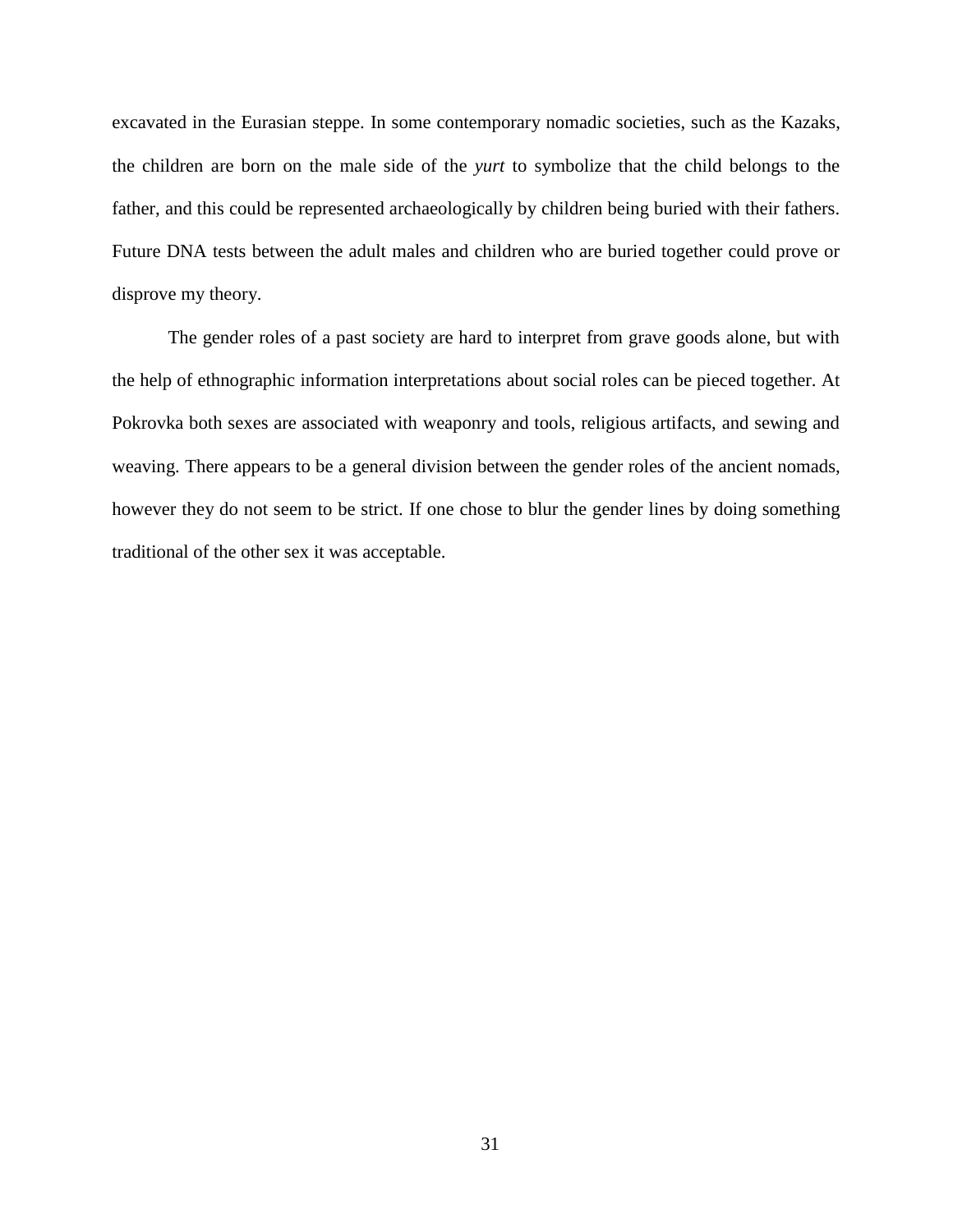excavated in the Eurasian steppe. In some contemporary nomadic societies, such as the Kazaks, the children are born on the male side of the *yurt* to symbolize that the child belongs to the father, and this could be represented archaeologically by children being buried with their fathers. Future DNA tests between the adult males and children who are buried together could prove or disprove my theory.

The gender roles of a past society are hard to interpret from grave goods alone, but with the help of ethnographic information interpretations about social roles can be pieced together. At Pokrovka both sexes are associated with weaponry and tools, religious artifacts, and sewing and weaving. There appears to be a general division between the gender roles of the ancient nomads, however they do not seem to be strict. If one chose to blur the gender lines by doing something traditional of the other sex it was acceptable.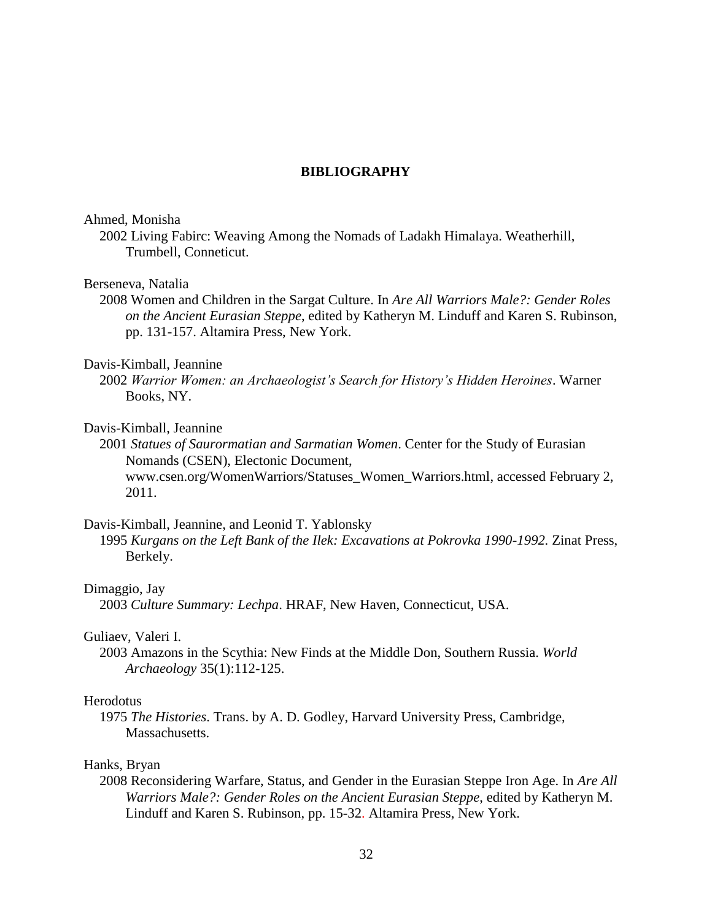**BIBLIOGRAPHY**

Ahmed, Monisha

2002 Living Fabirc: Weaving Among the Nomads of Ladakh Himalaya. Weatherhill, Trumbell, Conneticut.

Berseneva, Natalia

2008 Women and Children in the Sargat Culture. In *Are All Warriors Male?: Gender Roles on the Ancient Eurasian Steppe*, edited by Katheryn M. Linduff and Karen S. Rubinson, pp. 131-157. Altamira Press, New York.

Davis-Kimball, Jeannine

2002 *Warrior Women: an Archaeologist's Search for History's Hidden Heroines*. Warner Books, NY.

Davis-Kimball, Jeannine

2001 *Statues of Saurormatian and Sarmatian Women*. Center for the Study of Eurasian Nomands (CSEN), Electonic Document, www.csen.org/WomenWarriors/Statuses_Women_Warriors.html, accessed February 2, 2011.

Davis-Kimball, Jeannine, and Leonid T. Yablonsky

1995 *Kurgans on the Left Bank of the Ilek: Excavations at Pokrovka 1990-1992.* Zinat Press, Berkely.

Dimaggio, Jay

2003 *Culture Summary: Lechpa*. HRAF, New Haven, Connecticut, USA.

Guliaev, Valeri I.

2003 Amazons in the Scythia: New Finds at the Middle Don, Southern Russia. *World Archaeology* 35(1):112-125.

Herodotus

1975 *The Histories*. Trans. by A. D. Godley, Harvard University Press, Cambridge, Massachusetts.

Hanks, Bryan

2008 Reconsidering Warfare, Status, and Gender in the Eurasian Steppe Iron Age. In *Are All Warriors Male?: Gender Roles on the Ancient Eurasian Steppe*, edited by Katheryn M. Linduff and Karen S. Rubinson, pp. 15-32. Altamira Press, New York.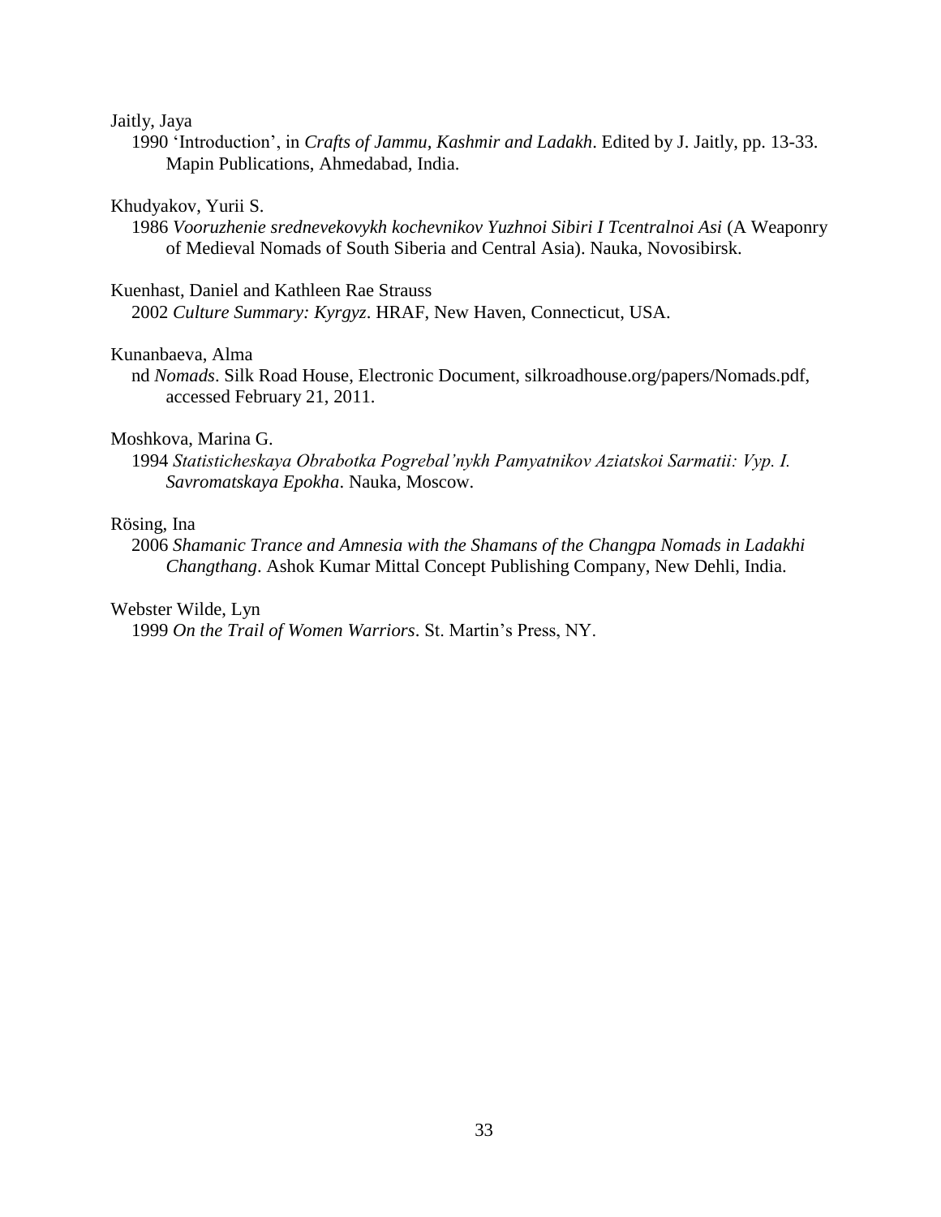Jaitly, Jaya

1990 'Introduction', in *Crafts of Jammu, Kashmir and Ladakh*. Edited by J. Jaitly, pp. 13-33. Mapin Publications, Ahmedabad, India.

Khudyakov, Yurii S.

1986 *Vooruzhenie srednevekovykh kochevnikov Yuzhnoi Sibiri I Tcentralnoi Asi* (A Weaponry of Medieval Nomads of South Siberia and Central Asia). Nauka, Novosibirsk.

Kuenhast, Daniel and Kathleen Rae Strauss

2002 *Culture Summary: Kyrgyz*. HRAF, New Haven, Connecticut, USA.

Kunanbaeva, Alma

nd *Nomads*. Silk Road House, Electronic Document, silkroadhouse.org/papers/Nomads.pdf, accessed February 21, 2011.

Moshkova, Marina G.

1994 *Statisticheskaya Obrabotka Pogrebal'nykh Pamyatnikov Aziatskoi Sarmatii: Vyp. I. Savromatskaya Epokha*. Nauka, Moscow.

Rösing, Ina

2006 *Shamanic Trance and Amnesia with the Shamans of the Changpa Nomads in Ladakhi Changthang*. Ashok Kumar Mittal Concept Publishing Company, New Dehli, India.

Webster Wilde, Lyn

1999 *On the Trail of Women Warriors*. St. Martin's Press, NY.